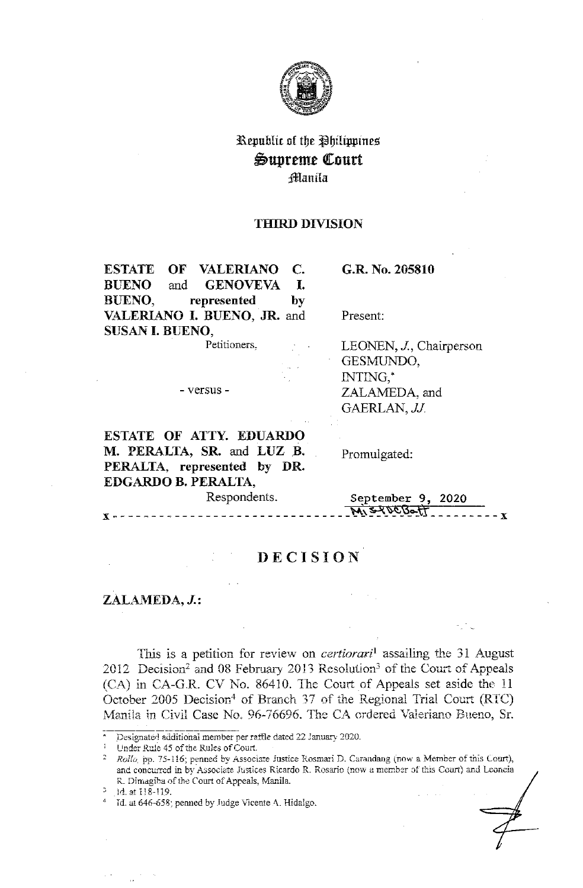Republic of the Philippines
**Supreme Court**
Manila

**THIRD DIVISION**

| | |
|---|---|
| **ESTATE OF VALERIANO C. BUENO and GENOVEVA I. BUENO, represented by VALERIANO I. BUENO, JR. and SUSAN I. BUENO,** Petitioners, | **G.R. No. 205810** |
| | Present: |
| - versus - | LEONEN, *J.*, Chairperson GESMUNDO, INTING,* ZALAMEDA, and GAERLAN, *JJ.* |
| **ESTATE OF ATTY. EDUARDO M. PERALTA, SR. and LUZ B. PERALTA, represented by DR. EDGARDO B. PERALTA,** Respondents. | Promulgated: September 9, 2020 |

x - - - - - - - - - - - - - - - - - - - - - - - - - - - - - - - - - - - - - - - - x

# DECISION

**ZALAMEDA, *J.*:**

This is a petition for review on *certiorari*[1] assailing the 31 August 2012 Decision[2] and 08 February 2013 Resolution[3] of the Court of Appeals (CA) in CA-G.R. CV No. 86410. The Court of Appeals set aside the 11 October 2005 Decision[4] of Branch 37 of the Regional Trial Court (RTC) Manila in Civil Case No. 96-76696. The CA ordered Valeriano Bueno, Sr.

---

\* Designated additional member per raffle dated 22 January 2020.

[1] Under Rule 45 of the Rules of Court.

[2] *Rollo*, pp. 75-116; penned by Associate Justice Rosmari D. Carandang (now a Member of this Court), and concurred in by Associate Justices Ricardo R. Rosario (now a member of this Court) and Leoncia R. Dimagiba of the Court of Appeals, Manila.

[3] Id. at 118-119.

[4] Id. at 646-658; penned by Judge Vicente A. Hidalgo.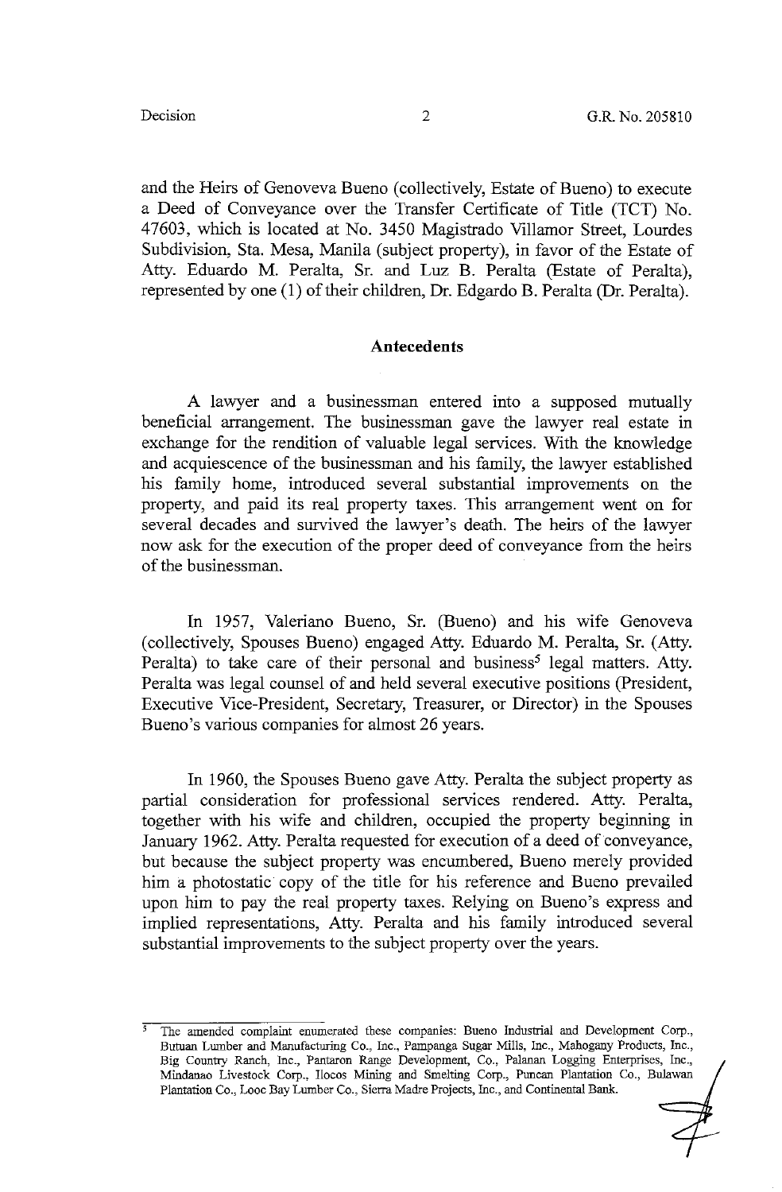and the Heirs of Genoveva Bueno (collectively, Estate of Bueno) to execute a Deed of Conveyance over the Transfer Certificate of Title (TCT) No. 47603, which is located at No. 3450 Magistrado Villamor Street, Lourdes Subdivision, Sta. Mesa, Manila (subject property), in favor of the Estate of Atty. Eduardo M. Peralta, Sr. and Luz B. Peralta (Estate of Peralta), represented by one (1) of their children, Dr. Edgardo B. Peralta (Dr. Peralta).

## Antecedents

A lawyer and a businessman entered into a supposed mutually beneficial arrangement. The businessman gave the lawyer real estate in exchange for the rendition of valuable legal services. With the knowledge and acquiescence of the businessman and his family, the lawyer established his family home, introduced several substantial improvements on the property, and paid its real property taxes. This arrangement went on for several decades and survived the lawyer's death. The heirs of the lawyer now ask for the execution of the proper deed of conveyance from the heirs of the businessman.

In 1957, Valeriano Bueno, Sr. (Bueno) and his wife Genoveva (collectively, Spouses Bueno) engaged Atty. Eduardo M. Peralta, Sr. (Atty. Peralta) to take care of their personal and business[5] legal matters. Atty. Peralta was legal counsel of and held several executive positions (President, Executive Vice-President, Secretary, Treasurer, or Director) in the Spouses Bueno's various companies for almost 26 years.

In 1960, the Spouses Bueno gave Atty. Peralta the subject property as partial consideration for professional services rendered. Atty. Peralta, together with his wife and children, occupied the property beginning in January 1962. Atty. Peralta requested for execution of a deed of conveyance, but because the subject property was encumbered, Bueno merely provided him a photostatic copy of the title for his reference and Bueno prevailed upon him to pay the real property taxes. Relying on Bueno's express and implied representations, Atty. Peralta and his family introduced several substantial improvements to the subject property over the years.

---

[5] The amended complaint enumerated these companies: Bueno Industrial and Development Corp., Butuan Lumber and Manufacturing Co., Inc., Pampanga Sugar Mills, Inc., Mahogany Products, Inc., Big Country Ranch, Inc., Pantaron Range Development, Co., Palanan Logging Enterprises, Inc., Mindanao Livestock Corp., Ilocos Mining and Smelting Corp., Puncan Plantation Co., Bulawan Plantation Co., Looc Bay Lumber Co., Sierra Madre Projects, Inc., and Continental Bank.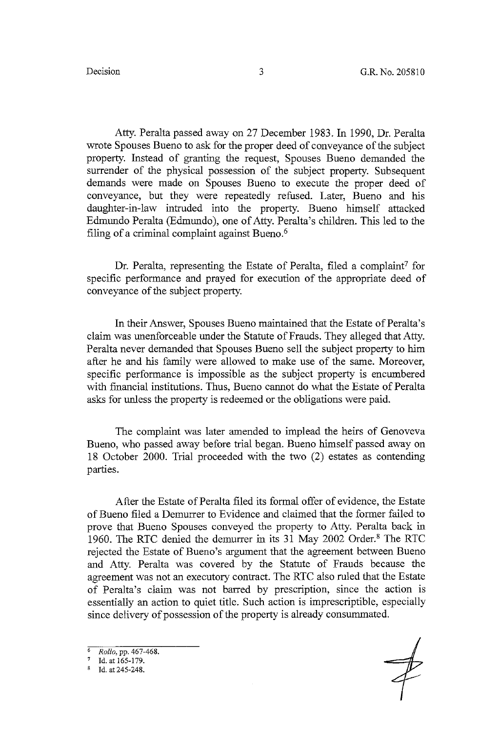Atty. Peralta passed away on 27 December 1983. In 1990, Dr. Peralta wrote Spouses Bueno to ask for the proper deed of conveyance of the subject property. Instead of granting the request, Spouses Bueno demanded the surrender of the physical possession of the subject property. Subsequent demands were made on Spouses Bueno to execute the proper deed of conveyance, but they were repeatedly refused. Later, Bueno and his daughter-in-law intruded into the property. Bueno himself attacked Edmundo Peralta (Edmundo), one of Atty. Peralta's children. This led to the filing of a criminal complaint against Bueno.[6]

Dr. Peralta, representing the Estate of Peralta, filed a complaint[7] for specific performance and prayed for execution of the appropriate deed of conveyance of the subject property.

In their Answer, Spouses Bueno maintained that the Estate of Peralta's claim was unenforceable under the Statute of Frauds. They alleged that Atty. Peralta never demanded that Spouses Bueno sell the subject property to him after he and his family were allowed to make use of the same. Moreover, specific performance is impossible as the subject property is encumbered with financial institutions. Thus, Bueno cannot do what the Estate of Peralta asks for unless the property is redeemed or the obligations were paid.

The complaint was later amended to implead the heirs of Genoveva Bueno, who passed away before trial began. Bueno himself passed away on 18 October 2000. Trial proceeded with the two (2) estates as contending parties.

After the Estate of Peralta filed its formal offer of evidence, the Estate of Bueno filed a Demurrer to Evidence and claimed that the former failed to prove that Bueno Spouses conveyed the property to Atty. Peralta back in 1960. The RTC denied the demurrer in its 31 May 2002 Order.[8] The RTC rejected the Estate of Bueno's argument that the agreement between Bueno and Atty. Peralta was covered by the Statute of Frauds because the agreement was not an executory contract. The RTC also ruled that the Estate of Peralta's claim was not barred by prescription, since the action is essentially an action to quiet title. Such action is imprescriptible, especially since delivery of possession of the property is already consummated.

---

[6] *Rollo*, pp. 467-468.

[7] Id. at 165-179.

[8] Id. at 245-248.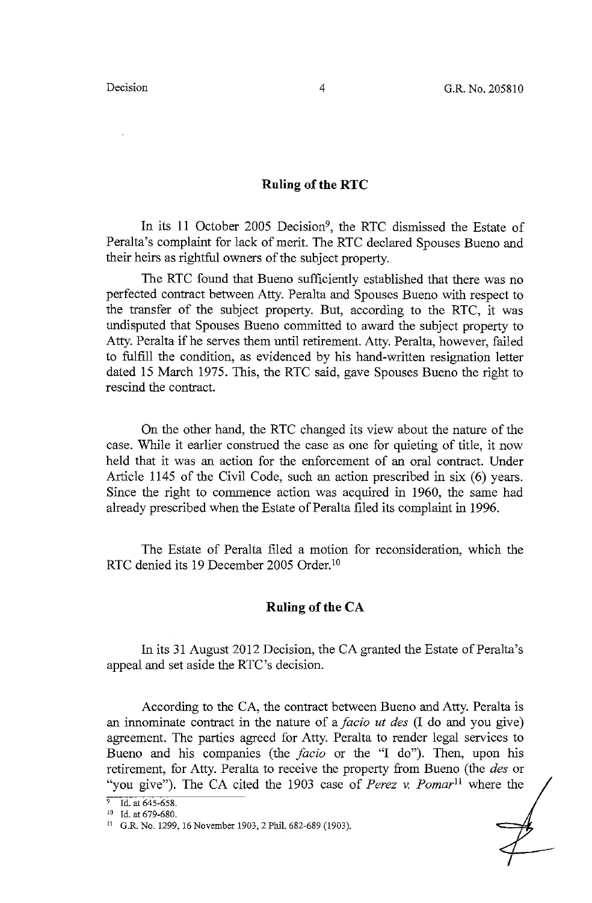## Ruling of the RTC

In its 11 October 2005 Decision[9], the RTC dismissed the Estate of Peralta's complaint for lack of merit. The RTC declared Spouses Bueno and their heirs as rightful owners of the subject property.

The RTC found that Bueno sufficiently established that there was no perfected contract between Atty. Peralta and Spouses Bueno with respect to the transfer of the subject property. But, according to the RTC, it was undisputed that Spouses Bueno committed to award the subject property to Atty. Peralta if he serves them until retirement. Atty. Peralta, however, failed to fulfill the condition, as evidenced by his hand-written resignation letter dated 15 March 1975. This, the RTC said, gave Spouses Bueno the right to rescind the contract.

On the other hand, the RTC changed its view about the nature of the case. While it earlier construed the case as one for quieting of title, it now held that it was an action for the enforcement of an oral contract. Under Article 1145 of the Civil Code, such an action prescribed in six (6) years. Since the right to commence action was acquired in 1960, the same had already prescribed when the Estate of Peralta filed its complaint in 1996.

The Estate of Peralta filed a motion for reconsideration, which the RTC denied its 19 December 2005 Order.[10]

## Ruling of the CA

In its 31 August 2012 Decision, the CA granted the Estate of Peralta's appeal and set aside the RTC's decision.

According to the CA, the contract between Bueno and Atty. Peralta is an innominate contract in the nature of a *facio ut des* (I do and you give) agreement. The parties agreed for Atty. Peralta to render legal services to Bueno and his companies (the *facio* or the "I do"). Then, upon his retirement, for Atty. Peralta to receive the property from Bueno (the *des* or "you give"). The CA cited the 1903 case of *Perez v. Pomar*[11] where the

---

[9] Id. at 645-658.

[10] Id. at 679-680.

[11] G.R. No. 1299, 16 November 1903, 2 Phil. 682-689 (1903).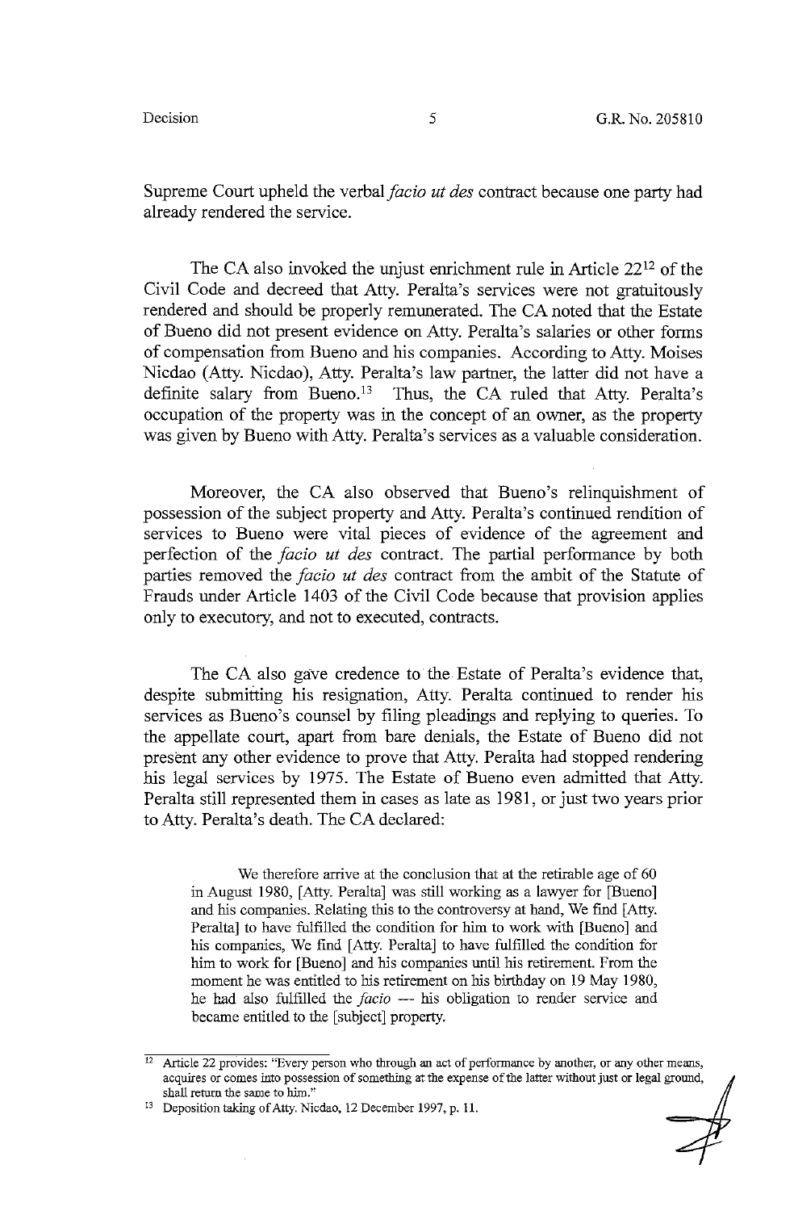Supreme Court upheld the verbal *facio ut des* contract because one party had already rendered the service.

The CA also invoked the unjust enrichment rule in Article 22[12] of the Civil Code and decreed that Atty. Peralta's services were not gratuitously rendered and should be properly remunerated. The CA noted that the Estate of Bueno did not present evidence on Atty. Peralta's salaries or other forms of compensation from Bueno and his companies. According to Atty. Moises Nicdao (Atty. Nicdao), Atty. Peralta's law partner, the latter did not have a definite salary from Bueno.[13] Thus, the CA ruled that Atty. Peralta's occupation of the property was in the concept of an owner, as the property was given by Bueno with Atty. Peralta's services as a valuable consideration.

Moreover, the CA also observed that Bueno's relinquishment of possession of the subject property and Atty. Peralta's continued rendition of services to Bueno were vital pieces of evidence of the agreement and perfection of the *facio ut des* contract. The partial performance by both parties removed the *facio ut des* contract from the ambit of the Statute of Frauds under Article 1403 of the Civil Code because that provision applies only to executory, and not to executed, contracts.

The CA also gave credence to the Estate of Peralta's evidence that, despite submitting his resignation, Atty. Peralta continued to render his services as Bueno's counsel by filing pleadings and replying to queries. To the appellate court, apart from bare denials, the Estate of Bueno did not present any other evidence to prove that Atty. Peralta had stopped rendering his legal services by 1975. The Estate of Bueno even admitted that Atty. Peralta still represented them in cases as late as 1981, or just two years prior to Atty. Peralta's death. The CA declared:

> We therefore arrive at the conclusion that at the retirable age of 60 in August 1980, [Atty. Peralta] was still working as a lawyer for [Bueno] and his companies. Relating this to the controversy at hand, We find [Atty. Peralta] to have fulfilled the condition for him to work with [Bueno] and his companies, We find [Atty. Peralta] to have fulfilled the condition for him to work for [Bueno] and his companies until his retirement. From the moment he was entitled to his retirement on his birthday on 19 May 1980, he had also fulfilled the *facio* --- his obligation to render service and became entitled to the [subject] property.

---

[12] Article 22 provides: "Every person who through an act of performance by another, or any other means, acquires or comes into possession of something at the expense of the latter without just or legal ground, shall return the same to him."

[13] Deposition taking of Atty. Nicdao, 12 December 1997, p. 11.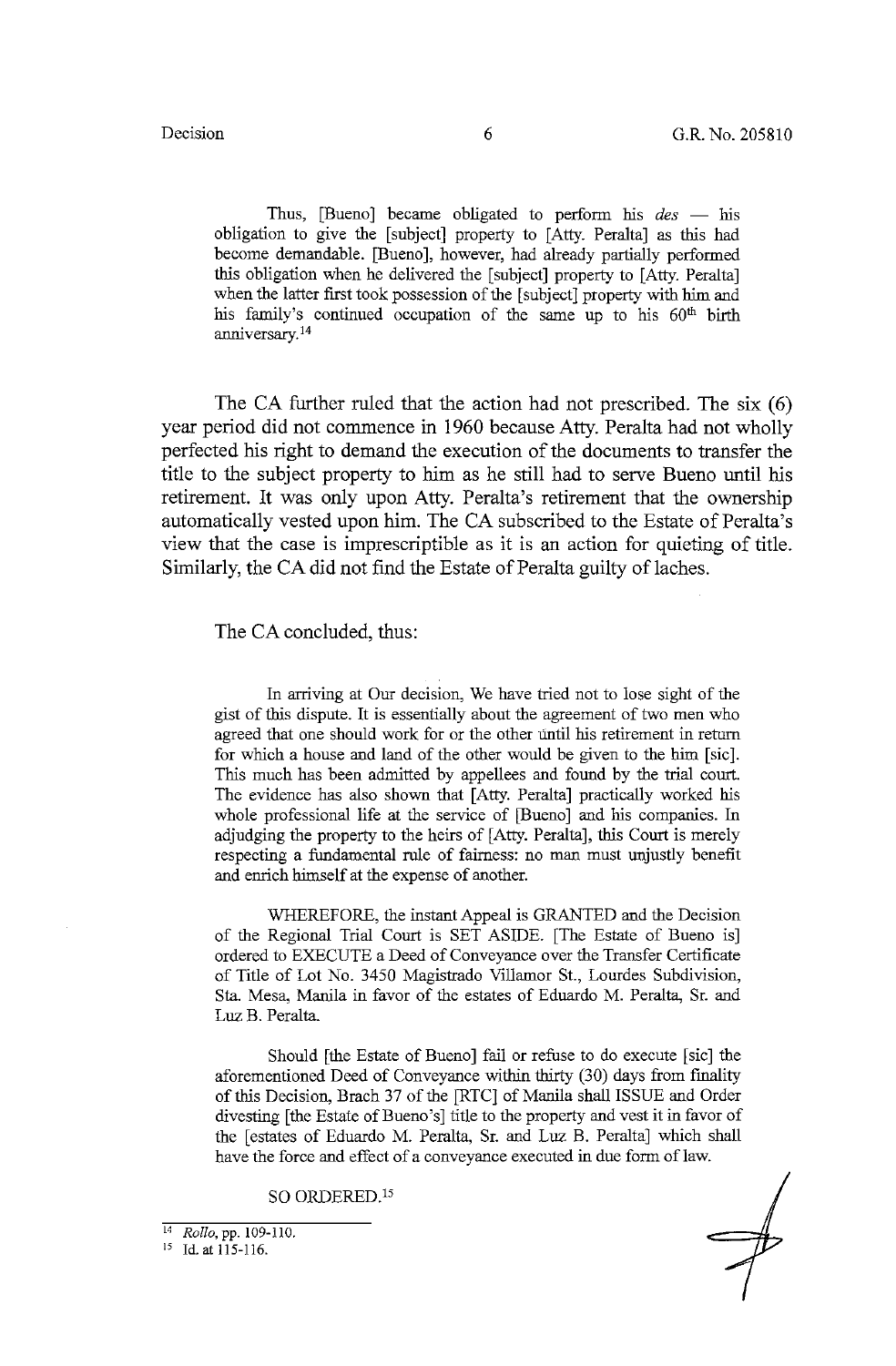Thus, [Bueno] became obligated to perform his *des* — his obligation to give the [subject] property to [Atty. Peralta] as this had become demandable. [Bueno], however, had already partially performed this obligation when he delivered the [subject] property to [Atty. Peralta] when the latter first took possession of the [subject] property with him and his family's continued occupation of the same up to his 60th birth anniversary.[14]

The CA further ruled that the action had not prescribed. The six (6) year period did not commence in 1960 because Atty. Peralta had not wholly perfected his right to demand the execution of the documents to transfer the title to the subject property to him as he still had to serve Bueno until his retirement. It was only upon Atty. Peralta's retirement that the ownership automatically vested upon him. The CA subscribed to the Estate of Peralta's view that the case is imprescriptible as it is an action for quieting of title. Similarly, the CA did not find the Estate of Peralta guilty of laches.

The CA concluded, thus:

> In arriving at Our decision, We have tried not to lose sight of the gist of this dispute. It is essentially about the agreement of two men who agreed that one should work for or the other until his retirement in return for which a house and land of the other would be given to the him [sic]. This much has been admitted by appellees and found by the trial court. The evidence has also shown that [Atty. Peralta] practically worked his whole professional life at the service of [Bueno] and his companies. In adjudging the property to the heirs of [Atty. Peralta], this Court is merely respecting a fundamental rule of fairness: no man must unjustly benefit and enrich himself at the expense of another.
>
> WHEREFORE, the instant Appeal is GRANTED and the Decision of the Regional Trial Court is SET ASIDE. [The Estate of Bueno is] ordered to EXECUTE a Deed of Conveyance over the Transfer Certificate of Title of Lot No. 3450 Magistrado Villamor St., Lourdes Subdivision, Sta. Mesa, Manila in favor of the estates of Eduardo M. Peralta, Sr. and Luz B. Peralta.
>
> Should [the Estate of Bueno] fail or refuse to do execute [sic] the aforementioned Deed of Conveyance within thirty (30) days from finality of this Decision, Brach 37 of the [RTC] of Manila shall ISSUE and Order divesting [the Estate of Bueno's] title to the property and vest it in favor of the [estates of Eduardo M. Peralta, Sr. and Luz B. Peralta] which shall have the force and effect of a conveyance executed in due form of law.
>
> SO ORDERED.[15]

---

[14] *Rollo*, pp. 109-110.

[15] Id. at 115-116.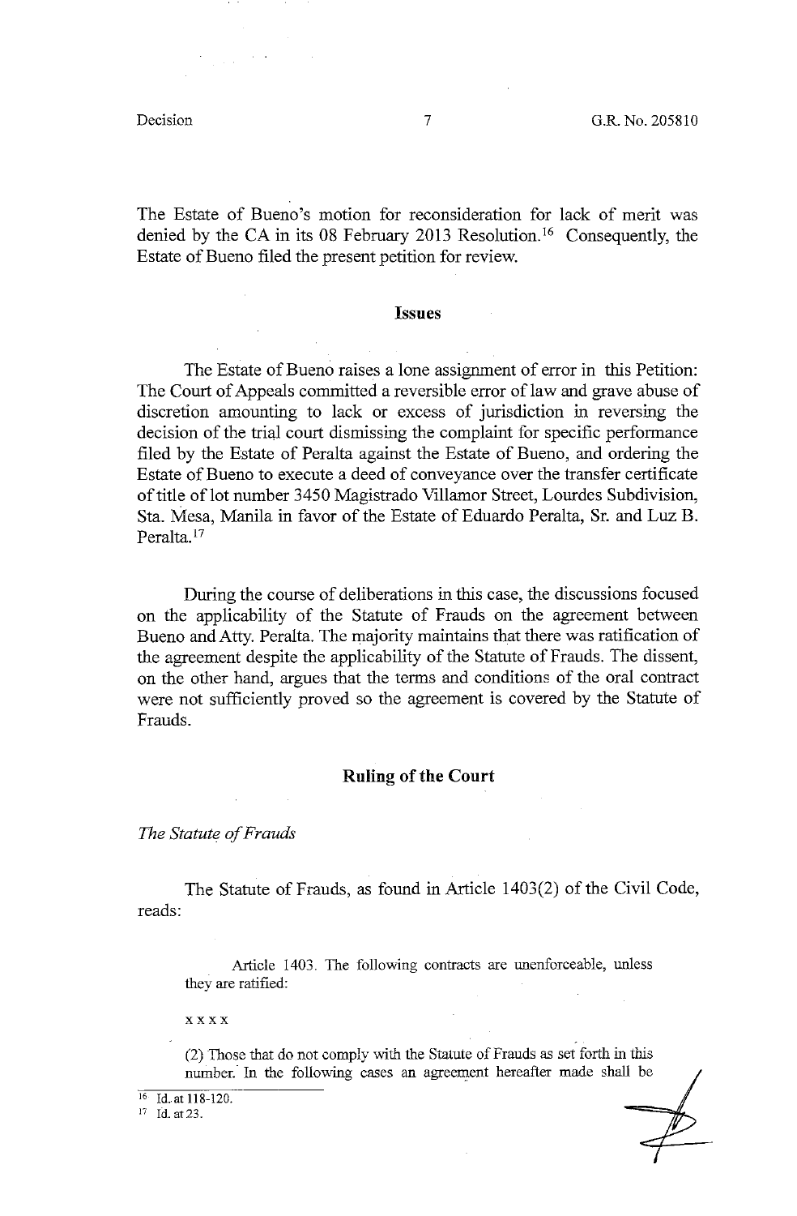The Estate of Bueno's motion for reconsideration for lack of merit was denied by the CA in its 08 February 2013 Resolution.[16] Consequently, the Estate of Bueno filed the present petition for review.

## Issues

The Estate of Bueno raises a lone assignment of error in this Petition: The Court of Appeals committed a reversible error of law and grave abuse of discretion amounting to lack or excess of jurisdiction in reversing the decision of the trial court dismissing the complaint for specific performance filed by the Estate of Peralta against the Estate of Bueno, and ordering the Estate of Bueno to execute a deed of conveyance over the transfer certificate of title of lot number 3450 Magistrado Villamor Street, Lourdes Subdivision, Sta. Mesa, Manila in favor of the Estate of Eduardo Peralta, Sr. and Luz B. Peralta.[17]

During the course of deliberations in this case, the discussions focused on the applicability of the Statute of Frauds on the agreement between Bueno and Atty. Peralta. The majority maintains that there was ratification of the agreement despite the applicability of the Statute of Frauds. The dissent, on the other hand, argues that the terms and conditions of the oral contract were not sufficiently proved so the agreement is covered by the Statute of Frauds.

## Ruling of the Court

*The Statute of Frauds*

The Statute of Frauds, as found in Article 1403(2) of the Civil Code, reads:

> Article 1403. The following contracts are unenforceable, unless they are ratified:
>
> x x x x
>
> (2) Those that do not comply with the Statute of Frauds as set forth in this number. In the following cases an agreement hereafter made shall be

[16] Id. at 118-120.

[17] Id. at 23.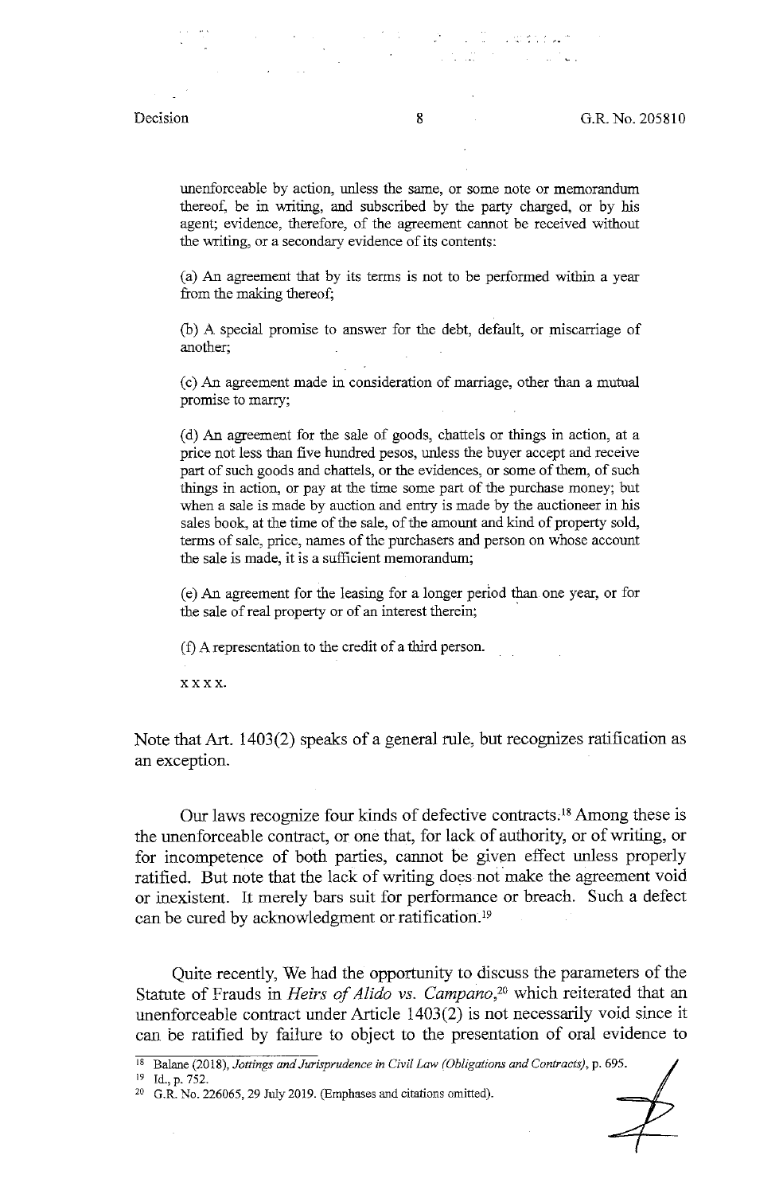> unenforceable by action, unless the same, or some note or memorandum thereof, be in writing, and subscribed by the party charged, or by his agent; evidence, therefore, of the agreement cannot be received without the writing, or a secondary evidence of its contents:
>
> (a) An agreement that by its terms is not to be performed within a year from the making thereof;
>
> (b) A special promise to answer for the debt, default, or miscarriage of another;
>
> (c) An agreement made in consideration of marriage, other than a mutual promise to marry;
>
> (d) An agreement for the sale of goods, chattels or things in action, at a price not less than five hundred pesos, unless the buyer accept and receive part of such goods and chattels, or the evidences, or some of them, of such things in action, or pay at the time some part of the purchase money; but when a sale is made by auction and entry is made by the auctioneer in his sales book, at the time of the sale, of the amount and kind of property sold, terms of sale, price, names of the purchasers and person on whose account the sale is made, it is a sufficient memorandum;
>
> (e) An agreement for the leasing for a longer period than one year, or for the sale of real property or of an interest therein;
>
> (f) A representation to the credit of a third person.
>
> x x x x.

Note that Art. 1403(2) speaks of a general rule, but recognizes ratification as an exception.

Our laws recognize four kinds of defective contracts.[18] Among these is the unenforceable contract, or one that, for lack of authority, or of writing, or for incompetence of both parties, cannot be given effect unless properly ratified. But note that the lack of writing does not make the agreement void or inexistent. It merely bars suit for performance or breach. Such a defect can be cured by acknowledgment or ratification.[19]

Quite recently, We had the opportunity to discuss the parameters of the Statute of Frauds in *Heirs of Alido vs. Campano*,[20] which reiterated that an unenforceable contract under Article 1403(2) is not necessarily void since it can be ratified by failure to object to the presentation of oral evidence to

---

[18] Balane (2018), *Jottings and Jurisprudence in Civil Law (Obligations and Contracts)*, p. 695.

[19] Id., p. 752.

[20] G.R. No. 226065, 29 July 2019. (Emphases and citations omitted).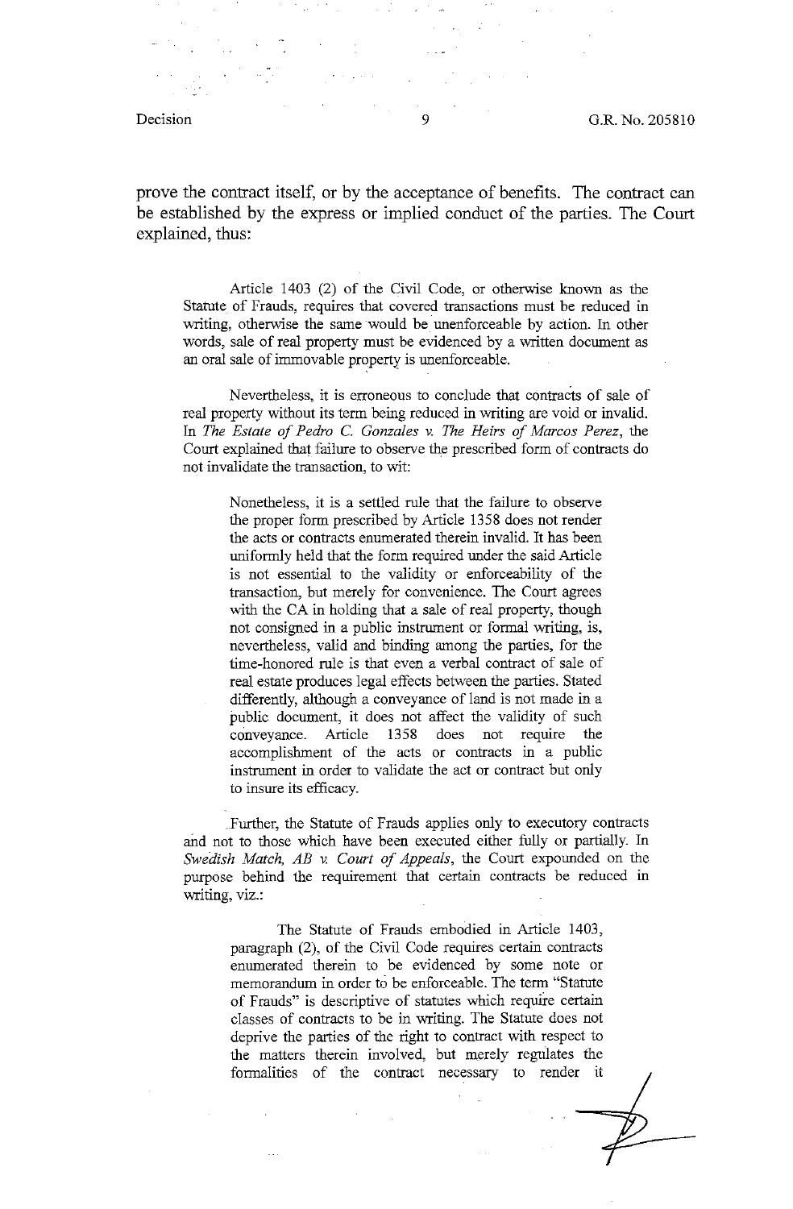prove the contract itself, or by the acceptance of benefits. The contract can be established by the express or implied conduct of the parties. The Court explained, thus:

> Article 1403 (2) of the Civil Code, or otherwise known as the Statute of Frauds, requires that covered transactions must be reduced in writing, otherwise the same would be unenforceable by action. In other words, sale of real property must be evidenced by a written document as an oral sale of immovable property is unenforceable.
>
> Nevertheless, it is erroneous to conclude that contracts of sale of real property without its term being reduced in writing are void or invalid. In *The Estate of Pedro C. Gonzales v. The Heirs of Marcos Perez*, the Court explained that failure to observe the prescribed form of contracts do not invalidate the transaction, to wit:
>
> > Nonetheless, it is a settled rule that the failure to observe the proper form prescribed by Article 1358 does not render the acts or contracts enumerated therein invalid. It has been uniformly held that the form required under the said Article is not essential to the validity or enforceability of the transaction, but merely for convenience. The Court agrees with the CA in holding that a sale of real property, though not consigned in a public instrument or formal writing, is, nevertheless, valid and binding among the parties, for the time-honored rule is that even a verbal contract of sale of real estate produces legal effects between the parties. Stated differently, although a conveyance of land is not made in a public document, it does not affect the validity of such conveyance. Article 1358 does not require the accomplishment of the acts or contracts in a public instrument in order to validate the act or contract but only to insure its efficacy.
>
> Further, the Statute of Frauds applies only to executory contracts and not to those which have been executed either fully or partially. In *Swedish Match, AB v. Court of Appeals*, the Court expounded on the purpose behind the requirement that certain contracts be reduced in writing, viz.:
>
> > The Statute of Frauds embodied in Article 1403, paragraph (2), of the Civil Code requires certain contracts enumerated therein to be evidenced by some note or memorandum in order to be enforceable. The term "Statute of Frauds" is descriptive of statutes which require certain classes of contracts to be in writing. The Statute does not deprive the parties of the right to contract with respect to the matters therein involved, but merely regulates the formalities of the contract necessary to render it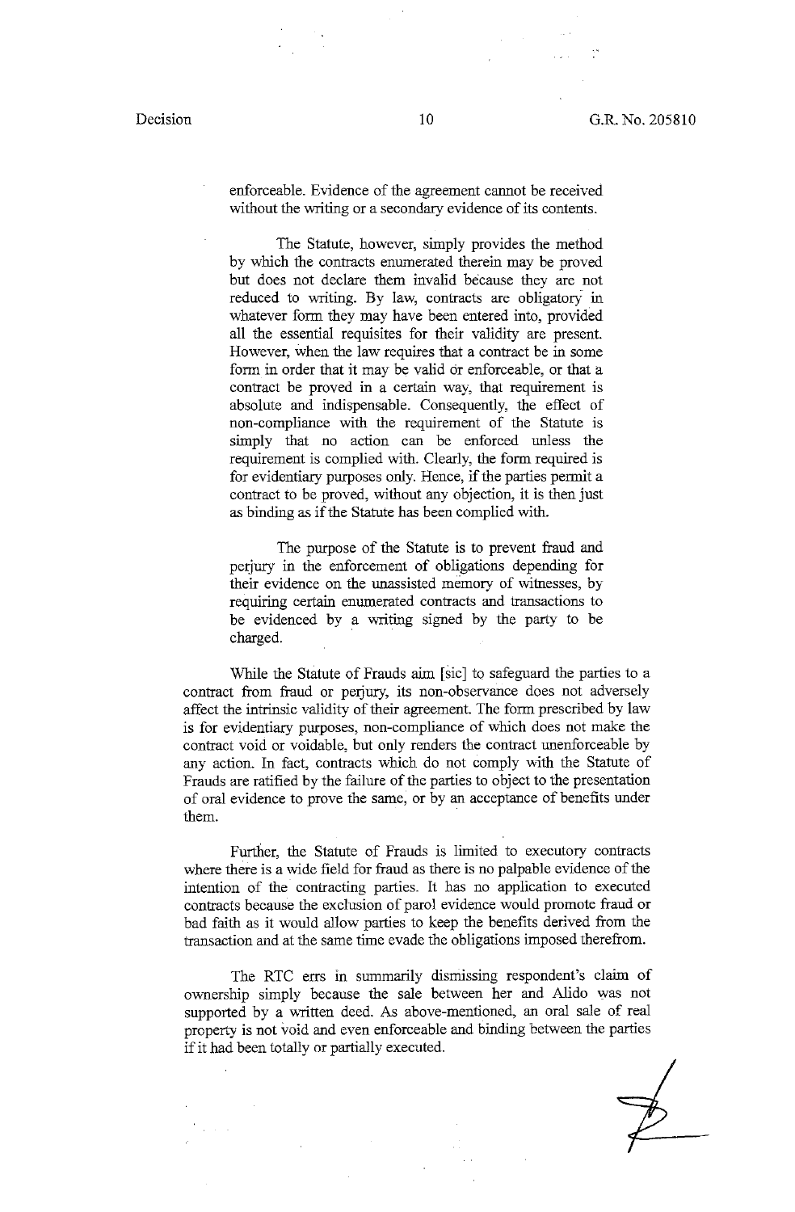enforceable. Evidence of the agreement cannot be received without the writing or a secondary evidence of its contents.

> The Statute, however, simply provides the method by which the contracts enumerated therein may be proved but does not declare them invalid because they are not reduced to writing. By law, contracts are obligatory in whatever form they may have been entered into, provided all the essential requisites for their validity are present. However, when the law requires that a contract be in some form in order that it may be valid or enforceable, or that a contract be proved in a certain way, that requirement is absolute and indispensable. Consequently, the effect of non-compliance with the requirement of the Statute is simply that no action can be enforced unless the requirement is complied with. Clearly, the form required is for evidentiary purposes only. Hence, if the parties permit a contract to be proved, without any objection, it is then just as binding as if the Statute has been complied with.
>
> The purpose of the Statute is to prevent fraud and perjury in the enforcement of obligations depending for their evidence on the unassisted memory of witnesses, by requiring certain enumerated contracts and transactions to be evidenced by a writing signed by the party to be charged.

While the Statute of Frauds aim [sic] to safeguard the parties to a contract from fraud or perjury, its non-observance does not adversely affect the intrinsic validity of their agreement. The form prescribed by law is for evidentiary purposes, non-compliance of which does not make the contract void or voidable, but only renders the contract unenforceable by any action. In fact, contracts which do not comply with the Statute of Frauds are ratified by the failure of the parties to object to the presentation of oral evidence to prove the same, or by an acceptance of benefits under them.

Further, the Statute of Frauds is limited to executory contracts where there is a wide field for fraud as there is no palpable evidence of the intention of the contracting parties. It has no application to executed contracts because the exclusion of parol evidence would promote fraud or bad faith as it would allow parties to keep the benefits derived from the transaction and at the same time evade the obligations imposed therefrom.

The RTC errs in summarily dismissing respondent's claim of ownership simply because the sale between her and Alido was not supported by a written deed. As above-mentioned, an oral sale of real property is not void and even enforceable and binding between the parties if it had been totally or partially executed.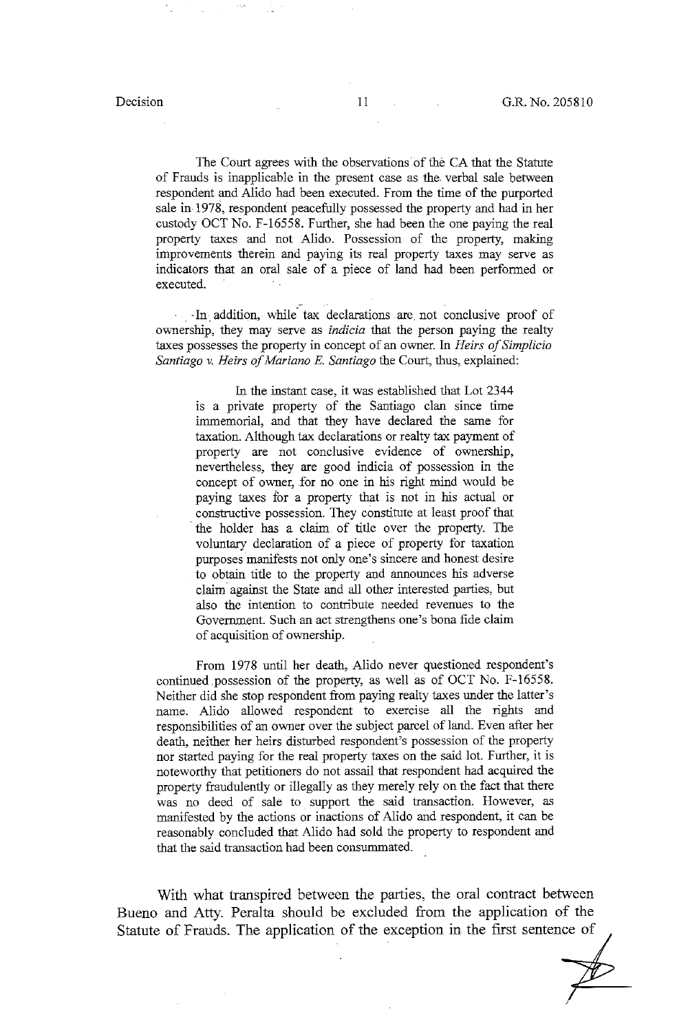The Court agrees with the observations of the CA that the Statute of Frauds is inapplicable in the present case as the verbal sale between respondent and Alido had been executed. From the time of the purported sale in 1978, respondent peacefully possessed the property and had in her custody OCT No. F-16558. Further, she had been the one paying the real property taxes and not Alido. Possession of the property, making improvements therein and paying its real property taxes may serve as indicators that an oral sale of a piece of land had been performed or executed.

In addition, while tax declarations are not conclusive proof of ownership, they may serve as *indicia* that the person paying the realty taxes possesses the property in concept of an owner. In *Heirs of Simplicio Santiago v. Heirs of Mariano E. Santiago* the Court, thus, explained:

> In the instant case, it was established that Lot 2344 is a private property of the Santiago clan since time immemorial, and that they have declared the same for taxation. Although tax declarations or realty tax payment of property are not conclusive evidence of ownership, nevertheless, they are good indicia of possession in the concept of owner, for no one in his right mind would be paying taxes for a property that is not in his actual or constructive possession. They constitute at least proof that the holder has a claim of title over the property. The voluntary declaration of a piece of property for taxation purposes manifests not only one's sincere and honest desire to obtain title to the property and announces his adverse claim against the State and all other interested parties, but also the intention to contribute needed revenues to the Government. Such an act strengthens one's bona fide claim of acquisition of ownership.

From 1978 until her death, Alido never questioned respondent's continued possession of the property, as well as of OCT No. F-16558. Neither did she stop respondent from paying realty taxes under the latter's name. Alido allowed respondent to exercise all the rights and responsibilities of an owner over the subject parcel of land. Even after her death, neither her heirs disturbed respondent's possession of the property nor started paying for the real property taxes on the said lot. Further, it is noteworthy that petitioners do not assail that respondent had acquired the property fraudulently or illegally as they merely rely on the fact that there was no deed of sale to support the said transaction. However, as manifested by the actions or inactions of Alido and respondent, it can be reasonably concluded that Alido had sold the property to respondent and that the said transaction had been consummated.

With what transpired between the parties, the oral contract between Bueno and Atty. Peralta should be excluded from the application of the Statute of Frauds. The application of the exception in the first sentence of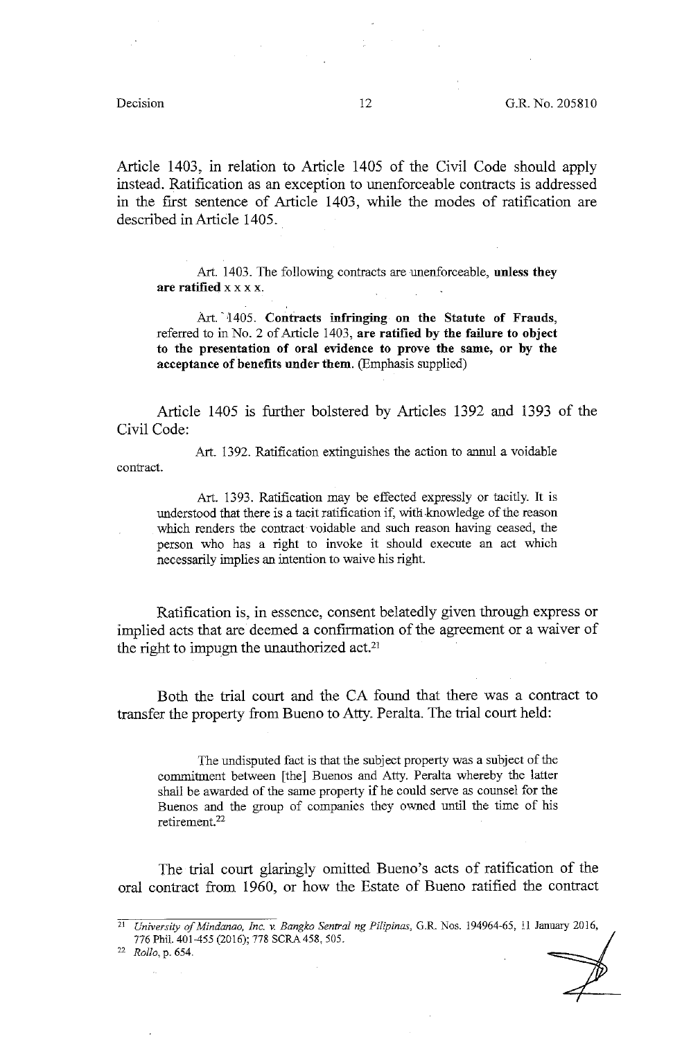Article 1403, in relation to Article 1405 of the Civil Code should apply instead. Ratification as an exception to unenforceable contracts is addressed in the first sentence of Article 1403, while the modes of ratification are described in Article 1405.

> Art. 1403. The following contracts are unenforceable, **unless they are ratified** x x x x.
>
> Art. 1405. **Contracts infringing on the Statute of Frauds,** referred to in No. 2 of Article 1403, **are ratified by the failure to object to the presentation of oral evidence to prove the same, or by the acceptance of benefits under them.** (Emphasis supplied)

Article 1405 is further bolstered by Articles 1392 and 1393 of the Civil Code:

> Art. 1392. Ratification extinguishes the action to annul a voidable contract.
>
> Art. 1393. Ratification may be effected expressly or tacitly. It is understood that there is a tacit ratification if, with knowledge of the reason which renders the contract voidable and such reason having ceased, the person who has a right to invoke it should execute an act which necessarily implies an intention to waive his right.

Ratification is, in essence, consent belatedly given through express or implied acts that are deemed a confirmation of the agreement or a waiver of the right to impugn the unauthorized act.[21]

Both the trial court and the CA found that there was a contract to transfer the property from Bueno to Atty. Peralta. The trial court held:

> The undisputed fact is that the subject property was a subject of the commitment between [the] Buenos and Atty. Peralta whereby the latter shall be awarded of the same property if he could serve as counsel for the Buenos and the group of companies they owned until the time of his retirement.[22]

The trial court glaringly omitted Bueno's acts of ratification of the oral contract from 1960, or how the Estate of Bueno ratified the contract

---

[21] *University of Mindanao, Inc. v. Bangko Sentral ng Pilipinas*, G.R. Nos. 194964-65, 11 January 2016, 776 Phil. 401-455 (2016); 778 SCRA 458, 505.

[22] *Rollo*, p. 654.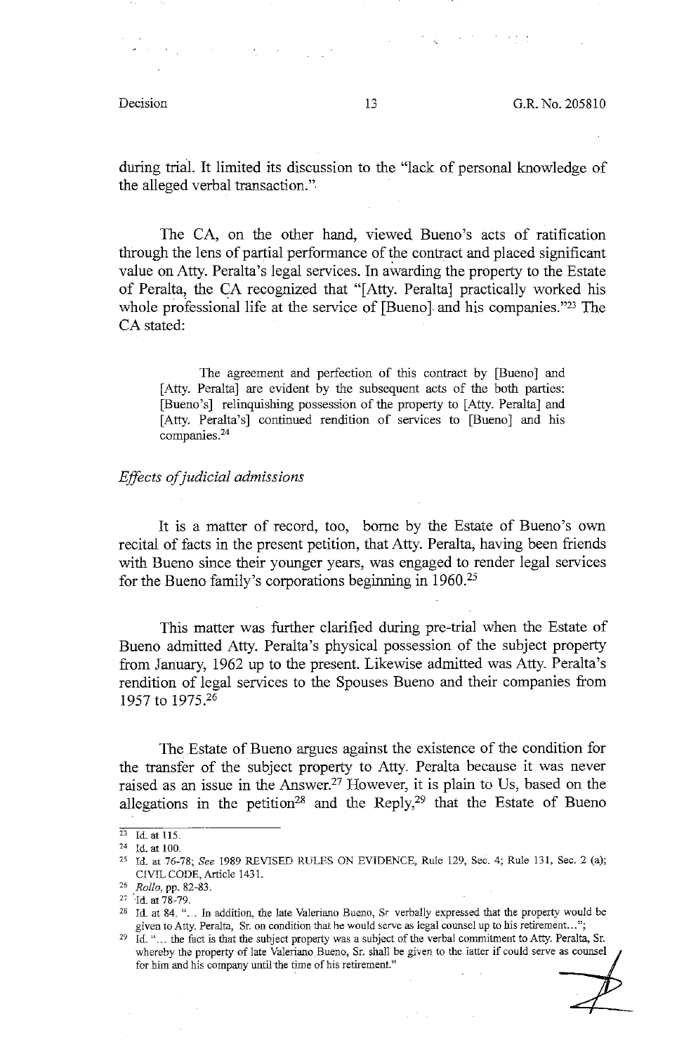during trial. It limited its discussion to the "lack of personal knowledge of the alleged verbal transaction."

The CA, on the other hand, viewed Bueno's acts of ratification through the lens of partial performance of the contract and placed significant value on Atty. Peralta's legal services. In awarding the property to the Estate of Peralta, the CA recognized that "[Atty. Peralta] practically worked his whole professional life at the service of [Bueno] and his companies."[23] The CA stated:

> The agreement and perfection of this contract by [Bueno] and [Atty. Peralta] are evident by the subsequent acts of the both parties: [Bueno's] relinquishing possession of the property to [Atty. Peralta] and [Atty. Peralta's] continued rendition of services to [Bueno] and his companies.[24]

*Effects of judicial admissions*

It is a matter of record, too, borne by the Estate of Bueno's own recital of facts in the present petition, that Atty. Peralta, having been friends with Bueno since their younger years, was engaged to render legal services for the Bueno family's corporations beginning in 1960.[25]

This matter was further clarified during pre-trial when the Estate of Bueno admitted Atty. Peralta's physical possession of the subject property from January, 1962 up to the present. Likewise admitted was Atty. Peralta's rendition of legal services to the Spouses Bueno and their companies from 1957 to 1975.[26]

The Estate of Bueno argues against the existence of the condition for the transfer of the subject property to Atty. Peralta because it was never raised as an issue in the Answer.[27] However, it is plain to Us, based on the allegations in the petition[28] and the Reply,[29] that the Estate of Bueno

---

[23] Id. at 115.

[24] Id. at 100.

[25] Id. at 76-78; *See* 1989 REVISED RULES ON EVIDENCE, Rule 129, Sec. 4; Rule 131, Sec. 2 (a); CIVIL CODE, Article 1431.

[26] *Rollo*, pp. 82-83.

[27] Id. at 78-79.

[28] Id. at 84. "... In addition, the late Valeriano Bueno, Sr verbally expressed that the property would be given to Atty. Peralta, Sr. on condition that he would serve as legal counsel up to his retirement...";

[29] Id. "... the fact is that the subject property was a subject of the verbal commitment to Atty. Peralta, Sr. whereby the property of late Valeriano Bueno, Sr. shall be given to the latter if could serve as counsel for him and his company until the time of his retirement."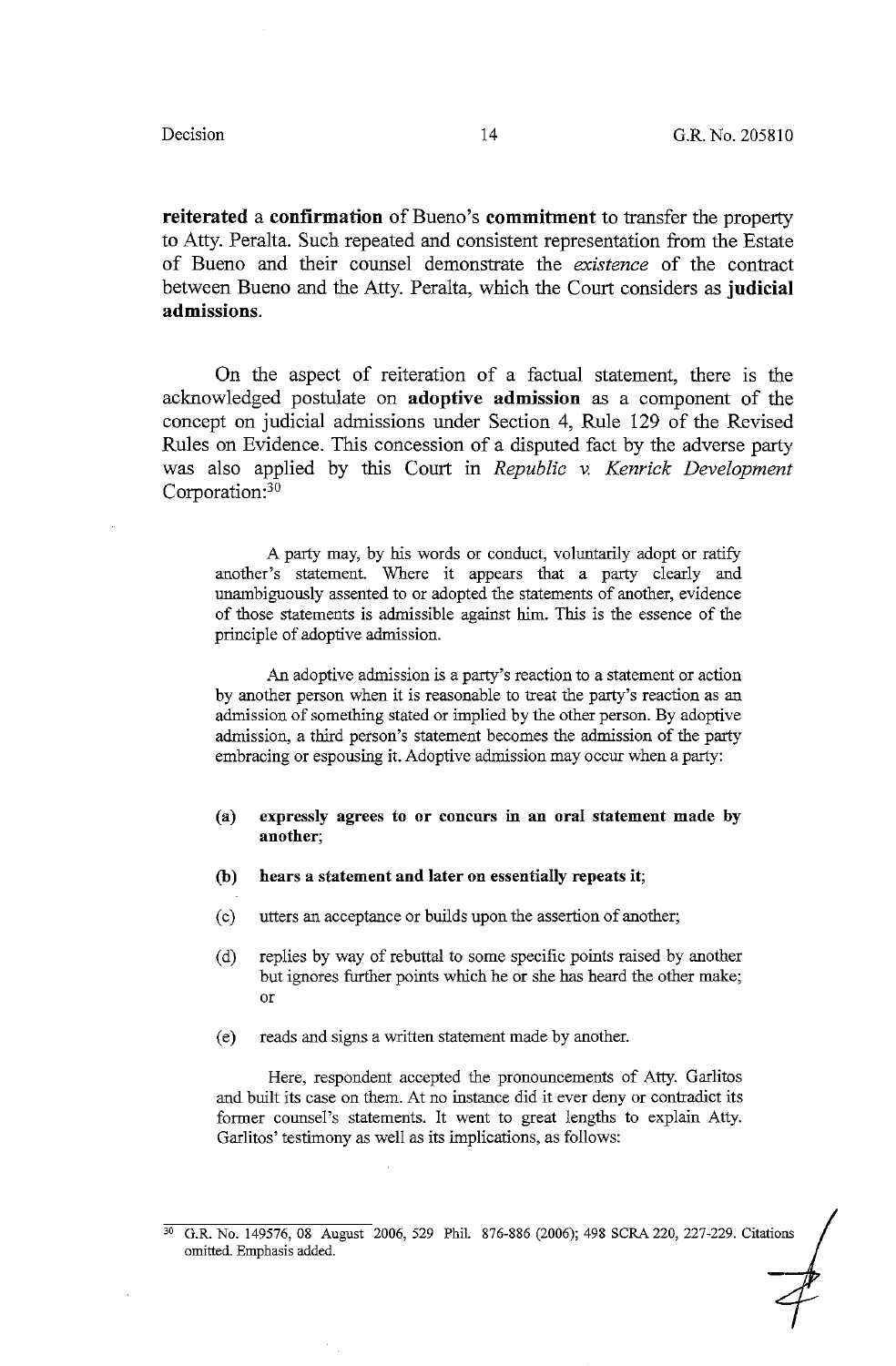**reiterated** a **confirmation** of Bueno's **commitment** to transfer the property to Atty. Peralta. Such repeated and consistent representation from the Estate of Bueno and their counsel demonstrate the *existence* of the contract between Bueno and the Atty. Peralta, which the Court considers as **judicial admissions**.

On the aspect of reiteration of a factual statement, there is the acknowledged postulate on **adoptive admission** as a component of the concept on judicial admissions under Section 4, Rule 129 of the Revised Rules on Evidence. This concession of a disputed fact by the adverse party was also applied by this Court in *Republic v. Kenrick Development* Corporation:[30]

> A party may, by his words or conduct, voluntarily adopt or ratify another's statement. Where it appears that a party clearly and unambiguously assented to or adopted the statements of another, evidence of those statements is admissible against him. This is the essence of the principle of adoptive admission.
>
> An adoptive admission is a party's reaction to a statement or action by another person when it is reasonable to treat the party's reaction as an admission of something stated or implied by the other person. By adoptive admission, a third person's statement becomes the admission of the party embracing or espousing it. Adoptive admission may occur when a party:
>
> (a) **expressly agrees to or concurs in an oral statement made by another**;
>
> (b) **hears a statement and later on essentially repeats it**;
>
> (c) utters an acceptance or builds upon the assertion of another;
>
> (d) replies by way of rebuttal to some specific points raised by another but ignores further points which he or she has heard the other make; or
>
> (e) reads and signs a written statement made by another.
>
> Here, respondent accepted the pronouncements of Atty. Garlitos and built its case on them. At no instance did it ever deny or contradict its former counsel's statements. It went to great lengths to explain Atty. Garlitos' testimony as well as its implications, as follows:

---

[30] G.R. No. 149576, 08 August 2006, 529 Phil. 876-886 (2006); 498 SCRA 220, 227-229. Citations omitted. Emphasis added.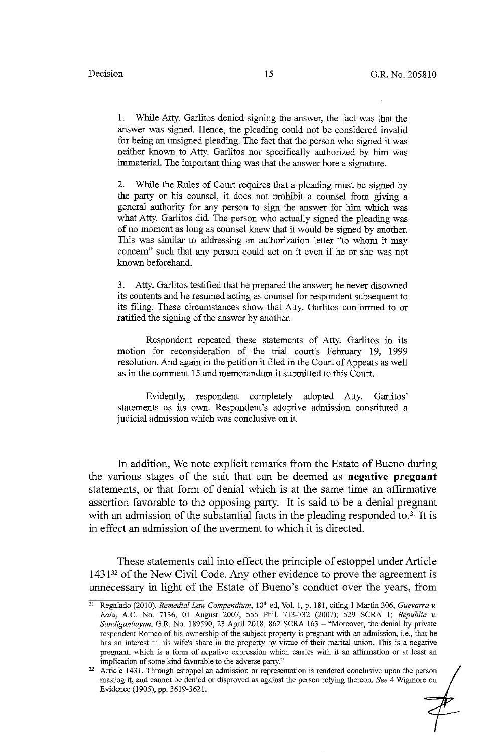1. While Atty. Garlitos denied signing the answer, the fact was that the answer was signed. Hence, the pleading could not be considered invalid for being an unsigned pleading. The fact that the person who signed it was neither known to Atty. Garlitos nor specifically authorized by him was immaterial. The important thing was that the answer bore a signature.

2. While the Rules of Court requires that a pleading must be signed by the party or his counsel, it does not prohibit a counsel from giving a general authority for any person to sign the answer for him which was what Atty. Garlitos did. The person who actually signed the pleading was of no moment as long as counsel knew that it would be signed by another. This was similar to addressing an authorization letter "to whom it may concern" such that any person could act on it even if he or she was not known beforehand.

3. Atty. Garlitos testified that he prepared the answer; he never disowned its contents and he resumed acting as counsel for respondent subsequent to its filing. These circumstances show that Atty. Garlitos conformed to or ratified the signing of the answer by another.

Respondent repeated these statements of Atty. Garlitos in its motion for reconsideration of the trial court's February 19, 1999 resolution. And again in the petition it filed in the Court of Appeals as well as in the comment 15 and memorandum it submitted to this Court.

Evidently, respondent completely adopted Atty. Garlitos' statements as its own. Respondent's adoptive admission constituted a judicial admission which was conclusive on it.

In addition, We note explicit remarks from the Estate of Bueno during the various stages of the suit that can be deemed as **negative pregnant** statements, or that form of denial which is at the same time an affirmative assertion favorable to the opposing party. It is said to be a denial pregnant with an admission of the substantial facts in the pleading responded to.[31] It is in effect an admission of the averment to which it is directed.

These statements call into effect the principle of estoppel under Article 1431[32] of the New Civil Code. Any other evidence to prove the agreement is unnecessary in light of the Estate of Bueno's conduct over the years, from

---

[31] Regalado (2010), *Remedial Law Compendium*, 10th ed, Vol. 1, p. 181, citing 1 Martin 306, *Guevarra v. Eala*, A.C. No. 7136, 01 August 2007, 555 Phil. 713-732 (2007); 529 SCRA 1; *Republic v. Sandiganbayan*, G.R. No. 189590, 23 April 2018, 862 SCRA 163 – "Moreover, the denial by private respondent Romeo of his ownership of the subject property is pregnant with an admission, i.e., that he has an interest in his wife's share in the property by virtue of their marital union. This is a negative pregnant, which is a form of negative expression which carries with it an affirmation or at least an implication of some kind favorable to the adverse party."

[32] Article 1431. Through estoppel an admission or representation is rendered conclusive upon the person making it, and cannot be denied or disproved as against the person relying thereon. *See* 4 Wigmore on Evidence (1905), pp. 3619-3621.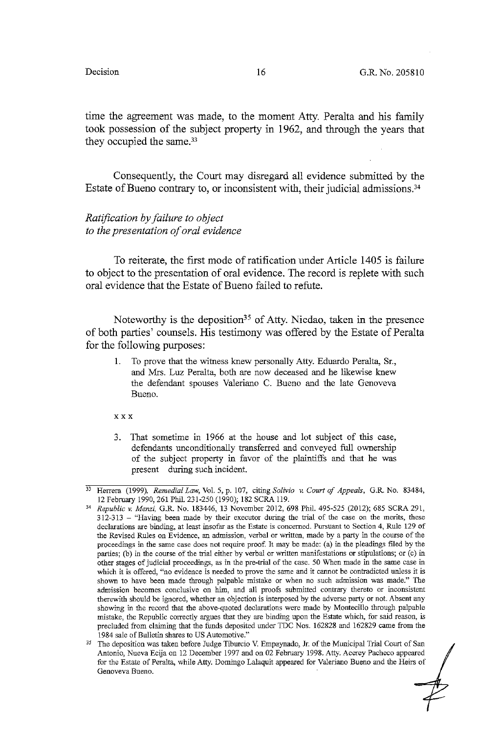time the agreement was made, to the moment Atty. Peralta and his family took possession of the subject property in 1962, and through the years that they occupied the same.[33]

Consequently, the Court may disregard all evidence submitted by the Estate of Bueno contrary to, or inconsistent with, their judicial admissions.[34]

*Ratification by failure to object to the presentation of oral evidence*

To reiterate, the first mode of ratification under Article 1405 is failure to object to the presentation of oral evidence. The record is replete with such oral evidence that the Estate of Bueno failed to refute.

Noteworthy is the deposition[35] of Atty. Nicdao, taken in the presence of both parties' counsels. His testimony was offered by the Estate of Peralta for the following purposes:

> 1. To prove that the witness knew personally Atty. Eduardo Peralta, Sr., and Mrs. Luz Peralta, both are now deceased and he likewise knew the defendant spouses Valeriano C. Bueno and the late Genoveva Bueno.
>
> x x x
>
> 3. That sometime in 1966 at the house and lot subject of this case, defendants unconditionally transferred and conveyed full ownership of the subject property in favor of the plaintiffs and that he was present during such incident.

---

[33] Herrera (1999), *Remedial Law*, Vol. 5, p. 107, citing *Solivio v. Court of Appeals*, G.R. No. 83484, 12 February 1990, 261 Phil. 231-250 (1990); 182 SCRA 119.

[34] *Republic v. Menzi*, G.R. No. 183446, 13 November 2012, 698 Phil. 495-525 (2012); 685 SCRA 291, 312-313 – "Having been made by their executor during the trial of the case on the merits, these declarations are binding, at least insofar as the Estate is concerned. Pursuant to Section 4, Rule 129 of the Revised Rules on Evidence, an admission, verbal or written, made by a party in the course of the proceedings in the same case does not require proof. It may be made: (a) in the pleadings filed by the parties; (b) in the course of the trial either by verbal or written manifestations or stipulations; or (c) in other stages of judicial proceedings, as in the pre-trial of the case. 50 When made in the same case in which it is offered, "no evidence is needed to prove the same and it cannot be contradicted unless it is shown to have been made through palpable mistake or when no such admission was made." The admission becomes conclusive on him, and all proofs submitted contrary thereto or inconsistent therewith should be ignored, whether an objection is interposed by the adverse party or not. Absent any showing in the record that the above-quoted declarations were made by Montecillo through palpable mistake, the Republic correctly argues that they are binding upon the Estate which, for said reason, is precluded from claiming that the funds deposited under TDC Nos. 162828 and 162829 came from the 1984 sale of Bulletin shares to US Automotive."

[35] The deposition was taken before Judge Tiburcio V. Empaynado, Jr. of the Municipal Trial Court of San Antonio, Nueva Ecija on 12 December 1997 and on 02 February 1998. Atty. Acerey Pacheco appeared for the Estate of Peralta, while Atty. Domingo Lalaquit appeared for Valeriano Bueno and the Heirs of Genoveva Bueno.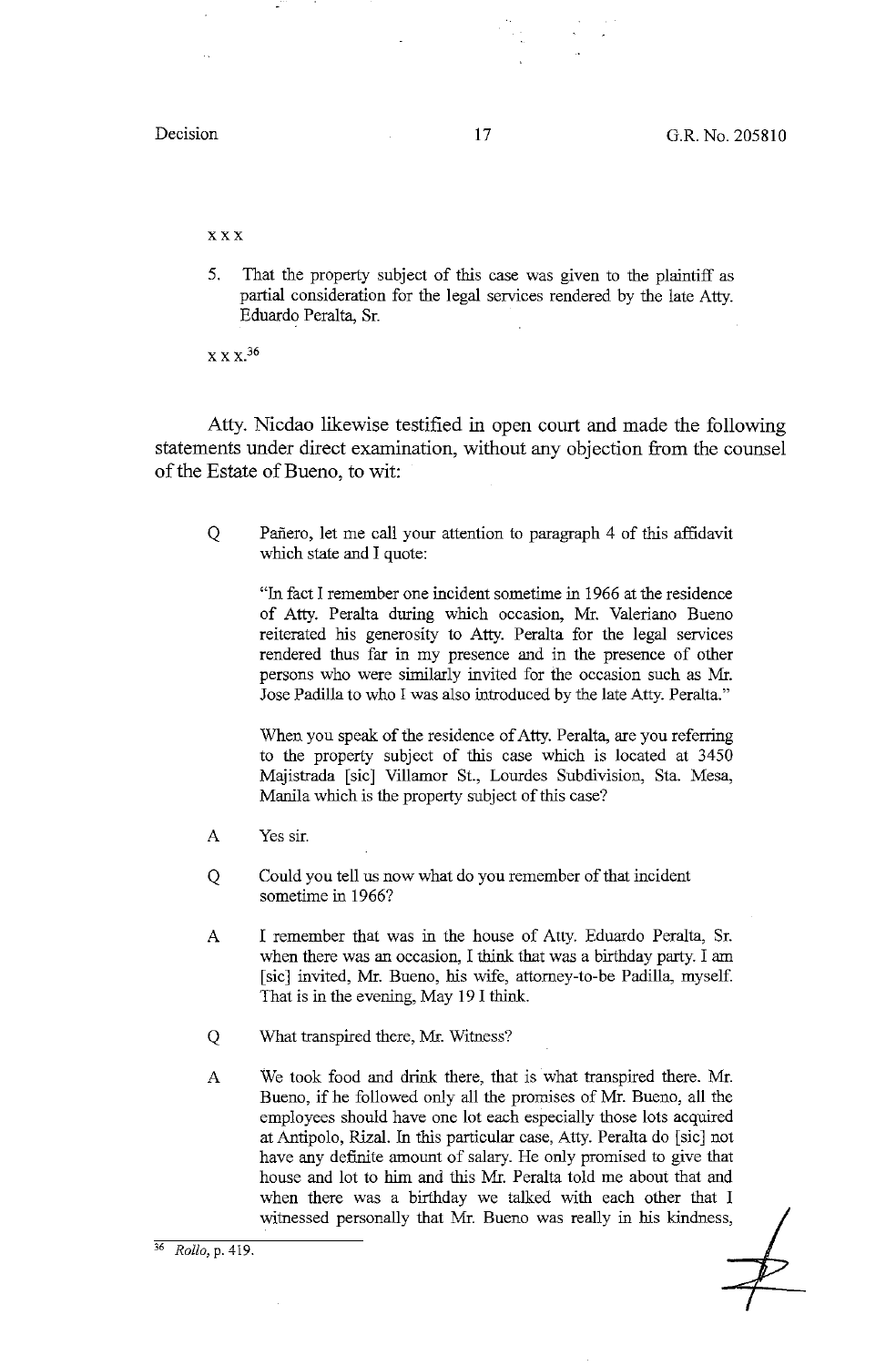x x x

5. That the property subject of this case was given to the plaintiff as partial consideration for the legal services rendered by the late Atty. Eduardo Peralta, Sr.

x x x.[36]

Atty. Nicdao likewise testified in open court and made the following statements under direct examination, without any objection from the counsel of the Estate of Bueno, to wit:

> Q Pañero, let me call your attention to paragraph 4 of this affidavit which state and I quote:
>
> "In fact I remember one incident sometime in 1966 at the residence of Atty. Peralta during which occasion, Mr. Valeriano Bueno reiterated his generosity to Atty. Peralta for the legal services rendered thus far in my presence and in the presence of other persons who were similarly invited for the occasion such as Mr. Jose Padilla to who I was also introduced by the late Atty. Peralta."
>
> When you speak of the residence of Atty. Peralta, are you referring to the property subject of this case which is located at 3450 Majistrada [sic] Villamor St., Lourdes Subdivision, Sta. Mesa, Manila which is the property subject of this case?
>
> A Yes sir.
>
> Q Could you tell us now what do you remember of that incident sometime in 1966?
>
> A I remember that was in the house of Atty. Eduardo Peralta, Sr. when there was an occasion, I think that was a birthday party. I am [sic] invited, Mr. Bueno, his wife, attorney-to-be Padilla, myself. That is in the evening, May 19 I think.
>
> Q What transpired there, Mr. Witness?
>
> A We took food and drink there, that is what transpired there. Mr. Bueno, if he followed only all the promises of Mr. Bueno, all the employees should have one lot each especially those lots acquired at Antipolo, Rizal. In this particular case, Atty. Peralta do [sic] not have any definite amount of salary. He only promised to give that house and lot to him and this Mr. Peralta told me about that and when there was a birthday we talked with each other that I witnessed personally that Mr. Bueno was really in his kindness,

---

[36] *Rollo*, p. 419.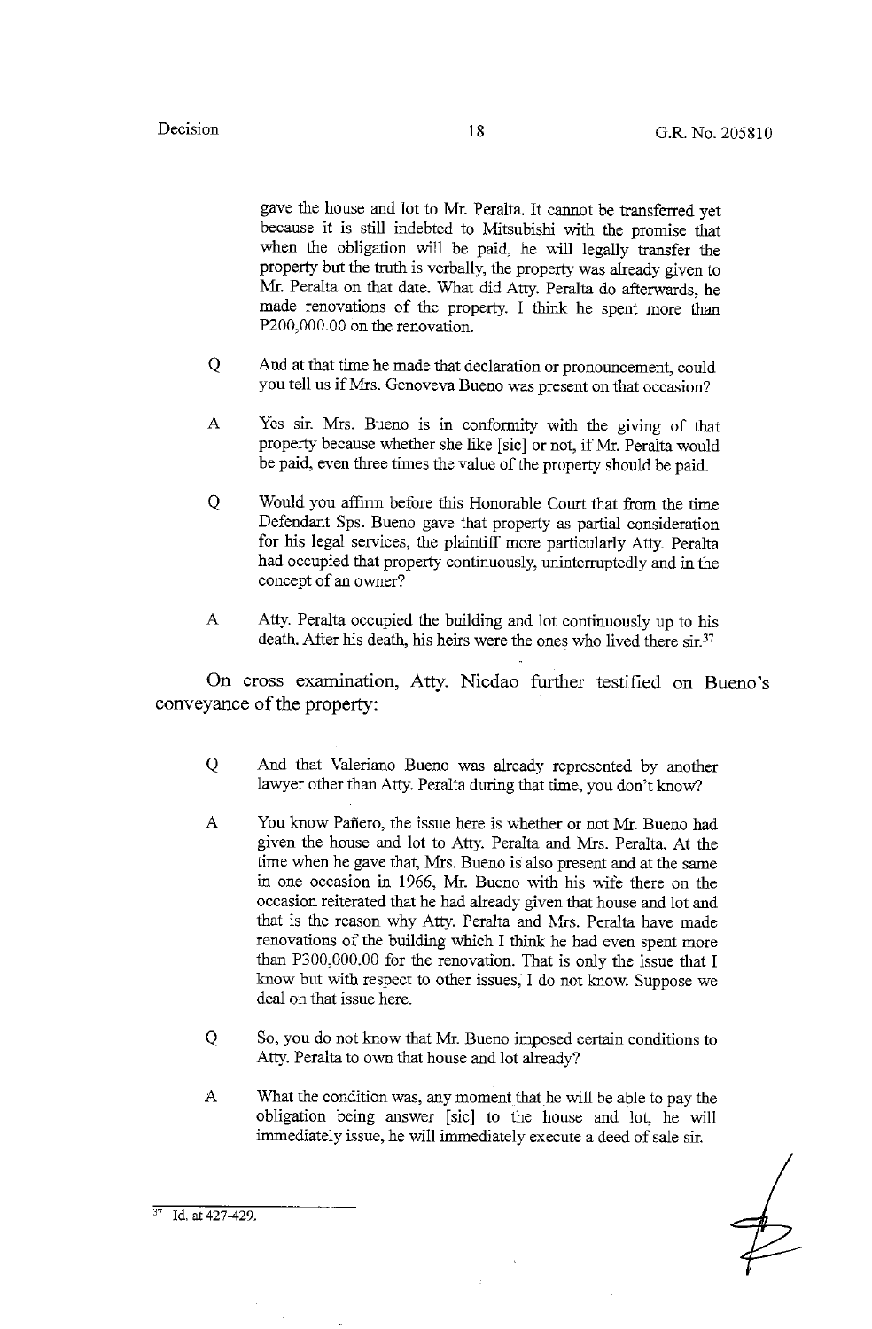gave the house and lot to Mr. Peralta. It cannot be transferred yet because it is still indebted to Mitsubishi with the promise that when the obligation will be paid, he will legally transfer the property but the truth is verbally, the property was already given to Mr. Peralta on that date. What did Atty. Peralta do afterwards, he made renovations of the property. I think he spent more than P200,000.00 on the renovation.

Q And at that time he made that declaration or pronouncement, could you tell us if Mrs. Genoveva Bueno was present on that occasion?

A Yes sir. Mrs. Bueno is in conformity with the giving of that property because whether she like [sic] or not, if Mr. Peralta would be paid, even three times the value of the property should be paid.

Q Would you affirm before this Honorable Court that from the time Defendant Sps. Bueno gave that property as partial consideration for his legal services, the plaintiff more particularly Atty. Peralta had occupied that property continuously, uninterruptedly and in the concept of an owner?

A Atty. Peralta occupied the building and lot continuously up to his death. After his death, his heirs were the ones who lived there sir.[37]

On cross examination, Atty. Nicdao further testified on Bueno's conveyance of the property:

Q And that Valeriano Bueno was already represented by another lawyer other than Atty. Peralta during that time, you don't know?

A You know Pañero, the issue here is whether or not Mr. Bueno had given the house and lot to Atty. Peralta and Mrs. Peralta. At the time when he gave that, Mrs. Bueno is also present and at the same in one occasion in 1966, Mr. Bueno with his wife there on the occasion reiterated that he had already given that house and lot and that is the reason why Atty. Peralta and Mrs. Peralta have made renovations of the building which I think he had even spent more than P300,000.00 for the renovation. That is only the issue that I know but with respect to other issues, I do not know. Suppose we deal on that issue here.

Q So, you do not know that Mr. Bueno imposed certain conditions to Atty. Peralta to own that house and lot already?

A What the condition was, any moment that he will be able to pay the obligation being answer [sic] to the house and lot, he will immediately issue, he will immediately execute a deed of sale sir.

---

[37] Id. at 427-429.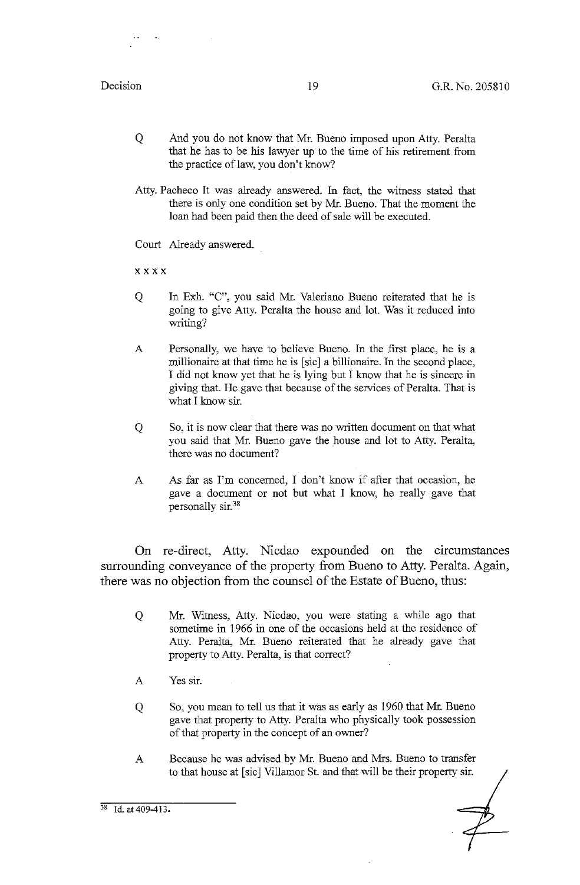Q And you do not know that Mr. Bueno imposed upon Atty. Peralta that he has to be his lawyer up to the time of his retirement from the practice of law, you don't know?

Atty. Pacheco It was already answered. In fact, the witness stated that there is only one condition set by Mr. Bueno. That the moment the loan had been paid then the deed of sale will be executed.

Court Already answered.

x x x x

Q In Exh. "C", you said Mr. Valeriano Bueno reiterated that he is going to give Atty. Peralta the house and lot. Was it reduced into writing?

A Personally, we have to believe Bueno. In the first place, he is a millionaire at that time he is [sic] a billionaire. In the second place, I did not know yet that he is lying but I know that he is sincere in giving that. He gave that because of the services of Peralta. That is what I know sir.

Q So, it is now clear that there was no written document on that what you said that Mr. Bueno gave the house and lot to Atty. Peralta, there was no document?

A As far as I'm concerned, I don't know if after that occasion, he gave a document or not but what I know, he really gave that personally sir.[38]

On re-direct, Atty. Nicdao expounded on the circumstances surrounding conveyance of the property from Bueno to Atty. Peralta. Again, there was no objection from the counsel of the Estate of Bueno, thus:

Q Mr. Witness, Atty. Nicdao, you were stating a while ago that sometime in 1966 in one of the occasions held at the residence of Atty. Peralta, Mr. Bueno reiterated that he already gave that property to Atty. Peralta, is that correct?

A Yes sir.

Q So, you mean to tell us that it was as early as 1960 that Mr. Bueno gave that property to Atty. Peralta who physically took possession of that property in the concept of an owner?

A Because he was advised by Mr. Bueno and Mrs. Bueno to transfer to that house at [sic] Villamor St. and that will be their property sir.

---

[38] Id. at 409-413.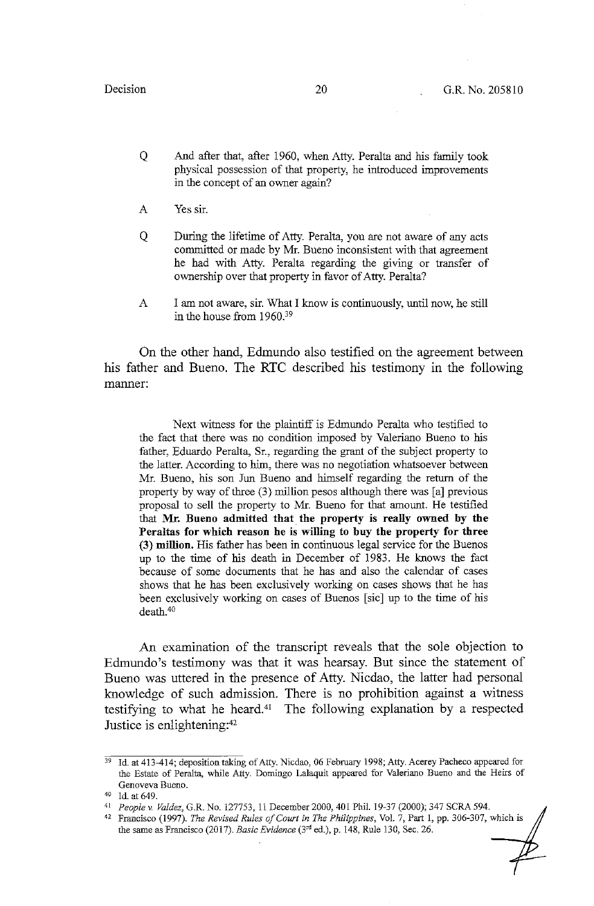Q And after that, after 1960, when Atty. Peralta and his family took physical possession of that property, he introduced improvements in the concept of an owner again?

A Yes sir.

Q During the lifetime of Atty. Peralta, you are not aware of any acts committed or made by Mr. Bueno inconsistent with that agreement he had with Atty. Peralta regarding the giving or transfer of ownership over that property in favor of Atty. Peralta?

A I am not aware, sir. What I know is continuously, until now, he still in the house from 1960.[39]

On the other hand, Edmundo also testified on the agreement between his father and Bueno. The RTC described his testimony in the following manner:

> Next witness for the plaintiff is Edmundo Peralta who testified to the fact that there was no condition imposed by Valeriano Bueno to his father, Eduardo Peralta, Sr., regarding the grant of the subject property to the latter. According to him, there was no negotiation whatsoever between Mr. Bueno, his son Jun Bueno and himself regarding the return of the property by way of three (3) million pesos although there was [a] previous proposal to sell the property to Mr. Bueno for that amount. He testified that **Mr. Bueno admitted that the property is really owned by the Peraltas for which reason he is willing to buy the property for three (3) million.** His father has been in continuous legal service for the Buenos up to the time of his death in December of 1983. He knows the fact because of some documents that he has and also the calendar of cases shows that he has been exclusively working on cases shows that he has been exclusively working on cases of Buenos [sic] up to the time of his death.[40]

An examination of the transcript reveals that the sole objection to Edmundo's testimony was that it was hearsay. But since the statement of Bueno was uttered in the presence of Atty. Nicdao, the latter had personal knowledge of such admission. There is no prohibition against a witness testifying to what he heard.[41] The following explanation by a respected Justice is enlightening:[42]

---

[39] Id. at 413-414; deposition taking of Atty. Nicdao, 06 February 1998; Atty. Acerey Pacheco appeared for the Estate of Peralta, while Atty. Domingo Lalaquit appeared for Valeriano Bueno and the Heirs of Genoveva Bueno.

[40] Id. at 649.

[41] *People v. Valdez*, G.R. No. 127753, 11 December 2000, 401 Phil. 19-37 (2000); 347 SCRA 594.

[42] Francisco (1997). *The Revised Rules of Court in The Philippines*, Vol. 7, Part 1, pp. 306-307, which is the same as Francisco (2017). *Basic Evidence* (3rd ed.), p. 148, Rule 130, Sec. 26.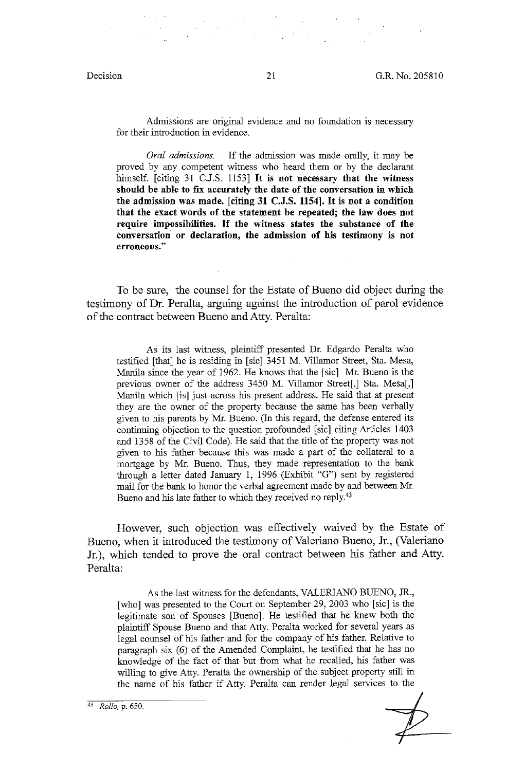Admissions are original evidence and no foundation is necessary for their introduction in evidence.

*Oral admissions.* – If the admission was made orally, it may be proved by any competent witness who heard them or by the declarant himself. [citing 31 C.J.S. 1153] **It is not necessary that the witness should be able to fix accurately the date of the conversation in which the admission was made. [citing 31 C.J.S. 1154]. It is not a condition that the exact words of the statement be repeated; the law does not require impossibilities. If the witness states the substance of the conversation or declaration, the admission of his testimony is not erroneous."**

To be sure, the counsel for the Estate of Bueno did object during the testimony of Dr. Peralta, arguing against the introduction of parol evidence of the contract between Bueno and Atty. Peralta:

> As its last witness, plaintiff presented Dr. Edgardo Peralta who testified [that] he is residing in [sic] 3451 M. Villamor Street, Sta. Mesa, Manila since the year of 1962. He knows that the [sic] Mr. Bueno is the previous owner of the address 3450 M. Villamor Street[,] Sta. Mesa[,] Manila which [is] just across his present address. He said that at present they are the owner of the property because the same has been verbally given to his parents by Mr. Bueno. (In this regard, the defense entered its continuing objection to the question profounded [sic] citing Articles 1403 and 1358 of the Civil Code). He said that the title of the property was not given to his father because this was made a part of the collateral to a mortgage by Mr. Bueno. Thus, they made representation to the bank through a letter dated January 1, 1996 (Exhibit "G") sent by registered mail for the bank to honor the verbal agreement made by and between Mr. Bueno and his late father to which they received no reply.[43]

However, such objection was effectively waived by the Estate of Bueno, when it introduced the testimony of Valeriano Bueno, Jr., (Valeriano Jr.), which tended to prove the oral contract between his father and Atty. Peralta:

> As the last witness for the defendants, VALERIANO BUENO, JR., [who] was presented to the Court on September 29, 2003 who [sic] is the legitimate son of Spouses [Bueno]. He testified that he knew both the plaintiff Spouse Bueno and that Atty. Peralta worked for several years as legal counsel of his father and for the company of his father. Relative to paragraph six (6) of the Amended Complaint, he testified that he has no knowledge of the fact of that but from what he recalled, his father was willing to give Atty. Peralta the ownership of the subject property still in the name of his father if Atty. Peralta can render legal services to the

---

[43] *Rollo*, p. 650.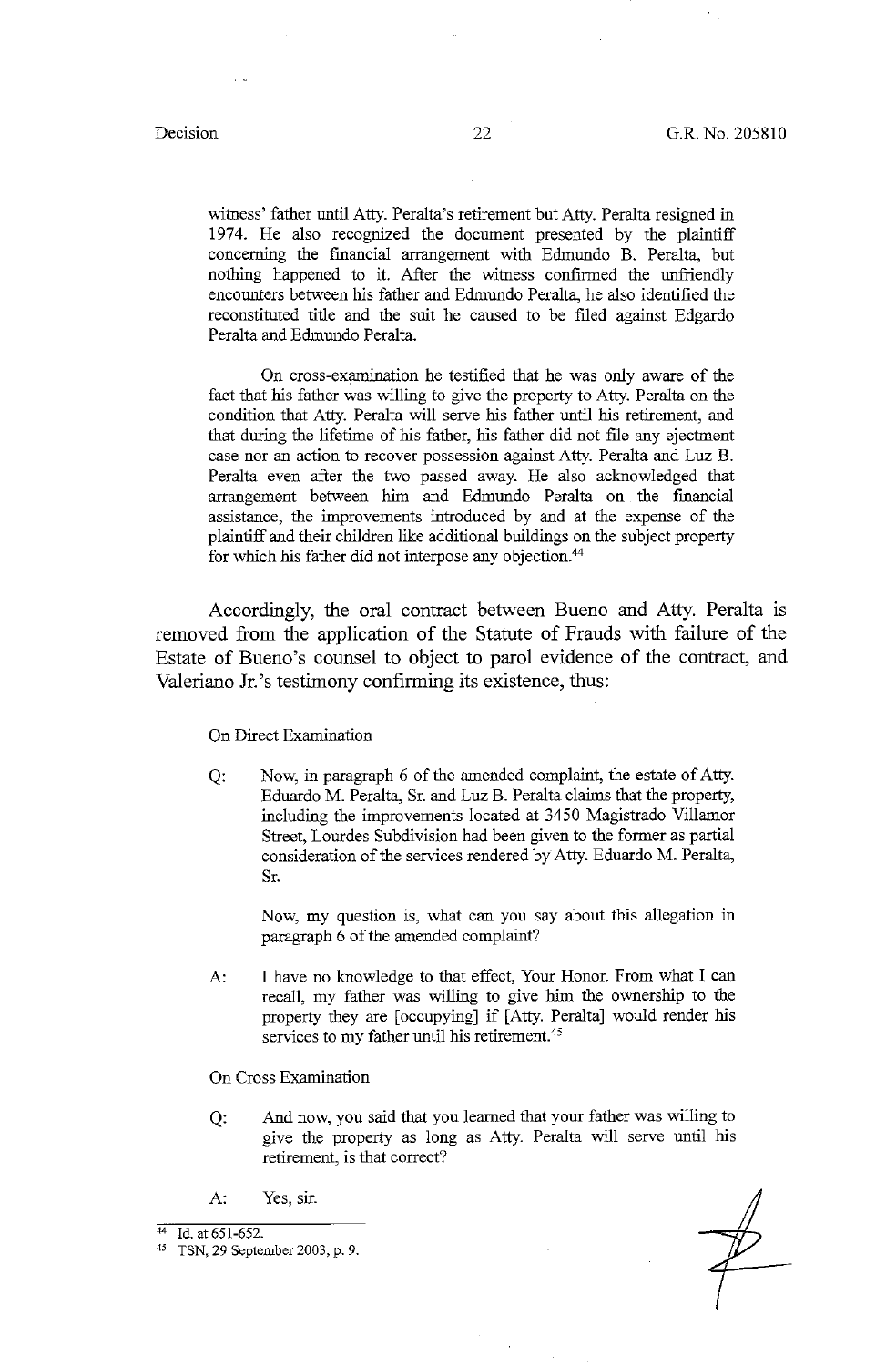witness' father until Atty. Peralta's retirement but Atty. Peralta resigned in 1974. He also recognized the document presented by the plaintiff concerning the financial arrangement with Edmundo B. Peralta, but nothing happened to it. After the witness confirmed the unfriendly encounters between his father and Edmundo Peralta, he also identified the reconstituted title and the suit he caused to be filed against Edgardo Peralta and Edmundo Peralta.

On cross-examination he testified that he was only aware of the fact that his father was willing to give the property to Atty. Peralta on the condition that Atty. Peralta will serve his father until his retirement, and that during the lifetime of his father, his father did not file any ejectment case nor an action to recover possession against Atty. Peralta and Luz B. Peralta even after the two passed away. He also acknowledged that arrangement between him and Edmundo Peralta on the financial assistance, the improvements introduced by and at the expense of the plaintiff and their children like additional buildings on the subject property for which his father did not interpose any objection.[44]

Accordingly, the oral contract between Bueno and Atty. Peralta is removed from the application of the Statute of Frauds with failure of the Estate of Bueno's counsel to object to parol evidence of the contract, and Valeriano Jr.'s testimony confirming its existence, thus:

On Direct Examination

Q: Now, in paragraph 6 of the amended complaint, the estate of Atty. Eduardo M. Peralta, Sr. and Luz B. Peralta claims that the property, including the improvements located at 3450 Magistrado Villamor Street, Lourdes Subdivision had been given to the former as partial consideration of the services rendered by Atty. Eduardo M. Peralta, Sr.

Now, my question is, what can you say about this allegation in paragraph 6 of the amended complaint?

A: I have no knowledge to that effect, Your Honor. From what I can recall, my father was willing to give him the ownership to the property they are [occupying] if [Atty. Peralta] would render his services to my father until his retirement.[45]

On Cross Examination

Q: And now, you said that you learned that your father was willing to give the property as long as Atty. Peralta will serve until his retirement, is that correct?

A: Yes, sir.

---

[44] Id. at 651-652.

[45] TSN, 29 September 2003, p. 9.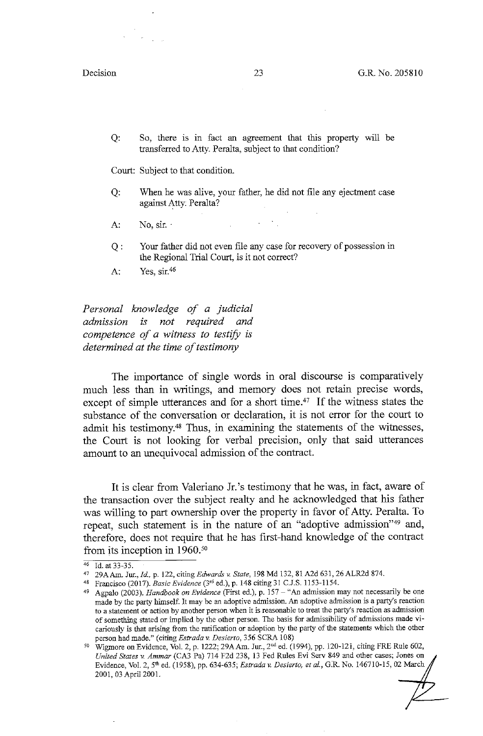Q: So, there is in fact an agreement that this property will be transferred to Atty. Peralta, subject to that condition?

Court: Subject to that condition.

Q: When he was alive, your father, he did not file any ejectment case against Atty. Peralta?

A: No, sir.

Q: Your father did not even file any case for recovery of possession in the Regional Trial Court, is it not correct?

A: Yes, sir.[46]

*Personal knowledge of a judicial admission is not required and competence of a witness to testify is determined at the time of testimony*

The importance of single words in oral discourse is comparatively much less than in writings, and memory does not retain precise words, except of simple utterances and for a short time.[47] If the witness states the substance of the conversation or declaration, it is not error for the court to admit his testimony.[48] Thus, in examining the statements of the witnesses, the Court is not looking for verbal precision, only that said utterances amount to an unequivocal admission of the contract.

It is clear from Valeriano Jr.'s testimony that he was, in fact, aware of the transaction over the subject realty and he acknowledged that his father was willing to part ownership over the property in favor of Atty. Peralta. To repeat, such statement is in the nature of an "adoptive admission"[49] and, therefore, does not require that he has first-hand knowledge of the contract from its inception in 1960.[50]

---

[46] Id. at 33-35.

[47] 29A Am. Jur., *Id.*, p. 122, citing *Edwards v. State*, 198 Md 132, 81 A2d 631, 26 ALR2d 874.

[48] Francisco (2017). *Basic Evidence* (3rd ed.), p. 148 citing 31 C.J.S. 1153-1154.

[49] Agpalo (2003). *Handbook on Evidence* (First ed.), p. 157 – "An admission may not necessarily be one made by the party himself. It may be an adoptive admission. An adoptive admission is a party's reaction to a statement or action by another person when it is reasonable to treat the party's reaction as admission of something stated or implied by the other person. The basis for admissibility of admissions made vicariously is that arising from the ratification or adoption by the party of the statements which the other person had made." (citing *Estrada v. Desierto*, 356 SCRA 108)

[50] Wigmore on Evidence, Vol. 2, p. 1222; 29A Am. Jur., 2nd ed. (1994), pp. 120-121, citing FRE Rule 602, *United States v. Ammar* (CA3 Pa) 714 F2d 238, 13 Fed Rules Evi Serv 849 and other cases; Jones on Evidence, Vol. 2, 5th ed. (1958), pp. 634-635; *Estrada v. Desierto, et al.*, G.R. No. 146710-15, 02 March 2001, 03 April 2001.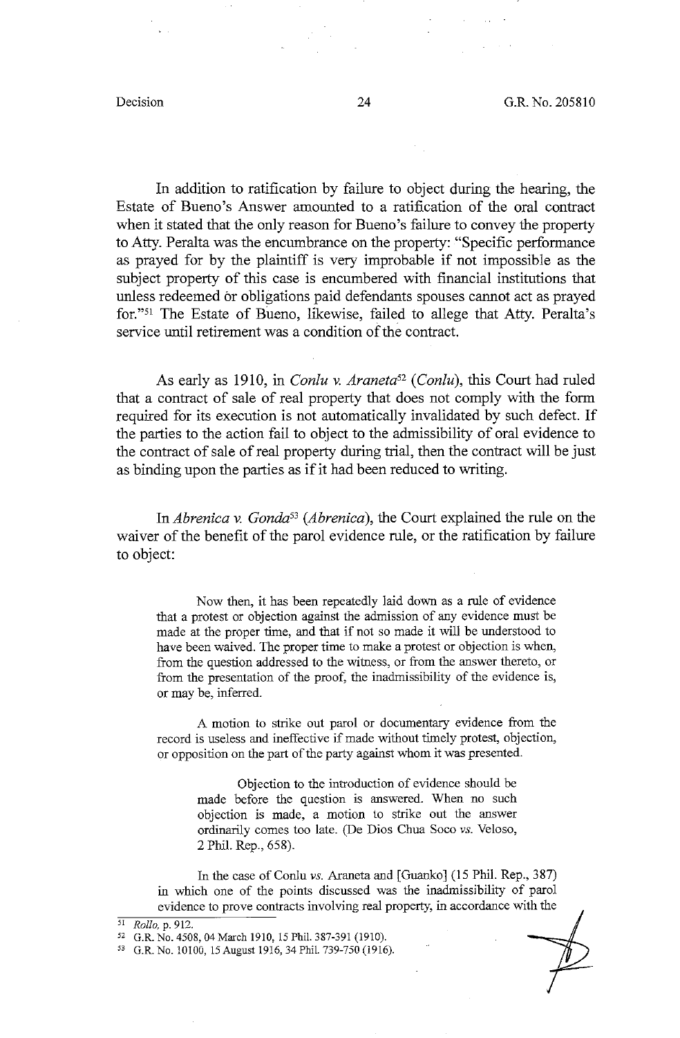In addition to ratification by failure to object during the hearing, the Estate of Bueno's Answer amounted to a ratification of the oral contract when it stated that the only reason for Bueno's failure to convey the property to Atty. Peralta was the encumbrance on the property: "Specific performance as prayed for by the plaintiff is very improbable if not impossible as the subject property of this case is encumbered with financial institutions that unless redeemed or obligations paid defendants spouses cannot act as prayed for."[51] The Estate of Bueno, likewise, failed to allege that Atty. Peralta's service until retirement was a condition of the contract.

As early as 1910, in *Conlu v. Araneta*[52] (*Conlu*), this Court had ruled that a contract of sale of real property that does not comply with the form required for its execution is not automatically invalidated by such defect. If the parties to the action fail to object to the admissibility of oral evidence to the contract of sale of real property during trial, then the contract will be just as binding upon the parties as if it had been reduced to writing.

In *Abrenica v. Gonda*[53] (*Abrenica*), the Court explained the rule on the waiver of the benefit of the parol evidence rule, or the ratification by failure to object:

> Now then, it has been repeatedly laid down as a rule of evidence that a protest or objection against the admission of any evidence must be made at the proper time, and that if not so made it will be understood to have been waived. The proper time to make a protest or objection is when, from the question addressed to the witness, or from the answer thereto, or from the presentation of the proof, the inadmissibility of the evidence is, or may be, inferred.
>
> A motion to strike out parol or documentary evidence from the record is useless and ineffective if made without timely protest, objection, or opposition on the part of the party against whom it was presented.
>
> > Objection to the introduction of evidence should be made before the question is answered. When no such objection is made, a motion to strike out the answer ordinarily comes too late. (De Dios Chua Soco *vs.* Veloso, 2 Phil. Rep., 658).
>
> In the case of Conlu *vs.* Araneta and [Guanko] (15 Phil. Rep., 387) in which one of the points discussed was the inadmissibility of parol evidence to prove contracts involving real property, in accordance with the

---

[51] *Rollo*, p. 912.

[52] G.R. No. 4508, 04 March 1910, 15 Phil. 387-391 (1910).

[53] G.R. No. 10100, 15 August 1916, 34 Phil. 739-750 (1916).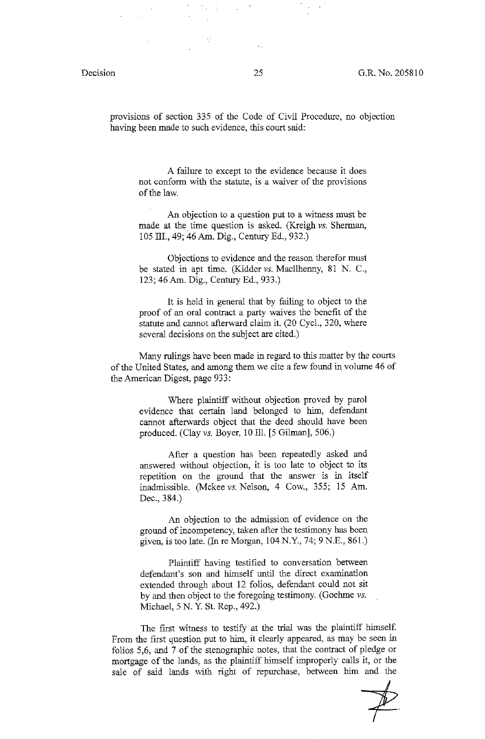provisions of section 335 of the Code of Civil Procedure, no objection having been made to such evidence, this court said:

> A failure to except to the evidence because it does not conform with the statute, is a waiver of the provisions of the law.
>
> An objection to a question put to a witness must be made at the time question is asked. (Kreigh *vs.* Sherman, 105 Ill., 49; 46 Am. Dig., Century Ed., 932.)
>
> Objections to evidence and the reason therefor must be stated in apt time. (Kidder *vs.* Macllhenny, 81 N. C., 123; 46 Am. Dig., Century Ed., 933.)
>
> It is held in general that by failing to object to the proof of an oral contract a party waives the benefit of the statute and cannot afterward claim it. (20 Cycl., 320, where several decisions on the subject are cited.)

Many rulings have been made in regard to this matter by the courts of the United States, and among them we cite a few found in volume 46 of the American Digest, page 933:

> Where plaintiff without objection proved by parol evidence that certain land belonged to him, defendant cannot afterwards object that the deed should have been produced. (Clay *vs.* Boyer, 10 Ill. [5 Gilman], 506.)
>
> After a question has been repeatedly asked and answered without objection, it is too late to object to its repetition on the ground that the answer is in itself inadmissible. (Mckee *vs.* Nelson, 4 Cow., 355; 15 Am. Dec., 384.)
>
> An objection to the admission of evidence on the ground of incompetency, taken after the testimony has been given, is too late. (In re Morgan, 104 N.Y., 74; 9 N.E., 861.)
>
> Plaintiff having testified to conversation between defendant's son and himself until the direct examination extended through about 12 folios, defendant could not sit by and then object to the foregoing testimony. (Goehme *vs.* Michael, 5 N. Y. St. Rep., 492.)

The first witness to testify at the trial was the plaintiff himself. From the first question put to him, it clearly appeared, as may be seen in folios 5,6, and 7 of the stenographic notes, that the contract of pledge or mortgage of the lands, as the plaintiff himself improperly calls it, or the sale of said lands with right of repurchase, between him and the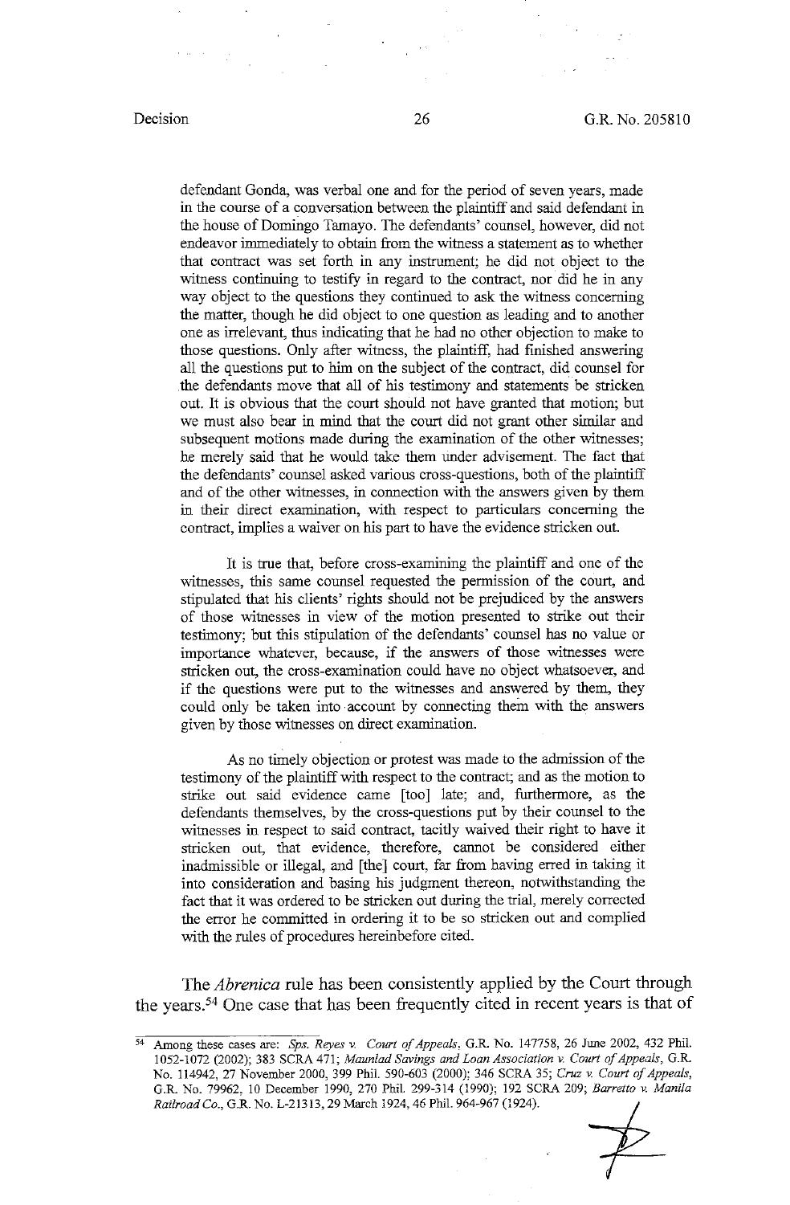defendant Gonda, was verbal one and for the period of seven years, made in the course of a conversation between the plaintiff and said defendant in the house of Domingo Tamayo. The defendants' counsel, however, did not endeavor immediately to obtain from the witness a statement as to whether that contract was set forth in any instrument; he did not object to the witness continuing to testify in regard to the contract, nor did he in any way object to the questions they continued to ask the witness concerning the matter, though he did object to one question as leading and to another one as irrelevant, thus indicating that he had no other objection to make to those questions. Only after witness, the plaintiff, had finished answering all the questions put to him on the subject of the contract, did counsel for the defendants move that all of his testimony and statements be stricken out. It is obvious that the court should not have granted that motion; but we must also bear in mind that the court did not grant other similar and subsequent motions made during the examination of the other witnesses; he merely said that he would take them under advisement. The fact that the defendants' counsel asked various cross-questions, both of the plaintiff and of the other witnesses, in connection with the answers given by them in their direct examination, with respect to particulars concerning the contract, implies a waiver on his part to have the evidence stricken out.

It is true that, before cross-examining the plaintiff and one of the witnesses, this same counsel requested the permission of the court, and stipulated that his clients' rights should not be prejudiced by the answers of those witnesses in view of the motion presented to strike out their testimony; but this stipulation of the defendants' counsel has no value or importance whatever, because, if the answers of those witnesses were stricken out, the cross-examination could have no object whatsoever, and if the questions were put to the witnesses and answered by them, they could only be taken into account by connecting them with the answers given by those witnesses on direct examination.

As no timely objection or protest was made to the admission of the testimony of the plaintiff with respect to the contract; and as the motion to strike out said evidence came [too] late; and, furthermore, as the defendants themselves, by the cross-questions put by their counsel to the witnesses in respect to said contract, tacitly waived their right to have it stricken out, that evidence, therefore, cannot be considered either inadmissible or illegal, and [the] court, far from having erred in taking it into consideration and basing his judgment thereon, notwithstanding the fact that it was ordered to be stricken out during the trial, merely corrected the error he committed in ordering it to be so stricken out and complied with the rules of procedures hereinbefore cited.

The *Abrenica* rule has been consistently applied by the Court through the years.[54] One case that has been frequently cited in recent years is that of

---

[54] Among these cases are: *Sps. Reyes v. Court of Appeals*, G.R. No. 147758, 26 June 2002, 432 Phil. 1052-1072 (2002); 383 SCRA 471; *Maunlad Savings and Loan Association v. Court of Appeals*, G.R. No. 114942, 27 November 2000, 399 Phil. 590-603 (2000); 346 SCRA 35; *Cruz v. Court of Appeals*, G.R. No. 79962, 10 December 1990, 270 Phil. 299-314 (1990); 192 SCRA 209; *Barretto v. Manila Railroad Co.*, G.R. No. L-21313, 29 March 1924, 46 Phil. 964-967 (1924).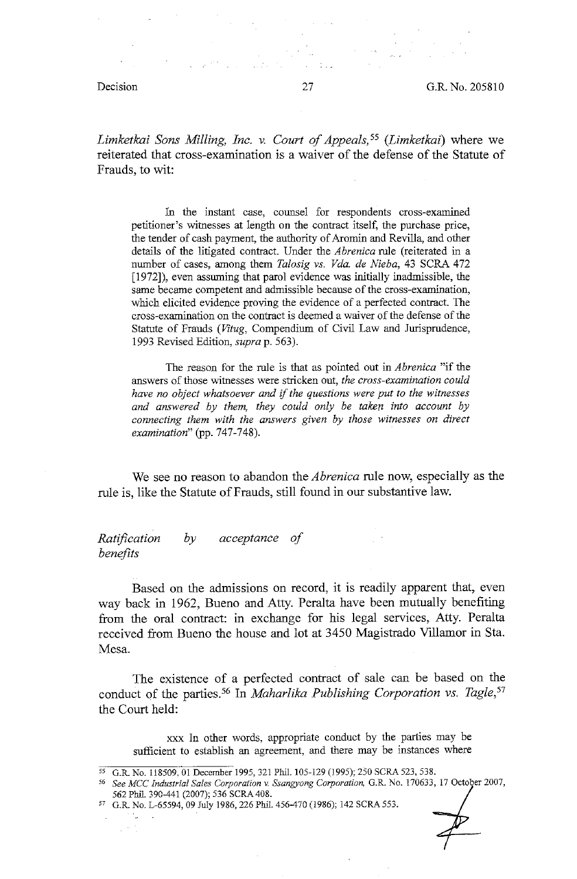*Limketkai Sons Milling, Inc. v. Court of Appeals,*[55] (*Limketkai*) where we reiterated that cross-examination is a waiver of the defense of the Statute of Frauds, to wit:

> In the instant case, counsel for respondents cross-examined petitioner's witnesses at length on the contract itself, the purchase price, the tender of cash payment, the authority of Aromin and Revilla, and other details of the litigated contract. Under the *Abrenica* rule (reiterated in a number of cases, among them *Talosig vs. Vda. de Nieba*, 43 SCRA 472 [1972]), even assuming that parol evidence was initially inadmissible, the same became competent and admissible because of the cross-examination, which elicited evidence proving the evidence of a perfected contract. The cross-examination on the contract is deemed a waiver of the defense of the Statute of Frauds (*Vitug*, Compendium of Civil Law and Jurisprudence, 1993 Revised Edition, *supra* p. 563).
>
> The reason for the rule is that as pointed out in *Abrenica* "if the answers of those witnesses were stricken out, *the cross-examination could have no object whatsoever and if the questions were put to the witnesses and answered by them, they could only be taken into account by connecting them with the answers given by those witnesses on direct examination*" (pp. 747-748).

We see no reason to abandon the *Abrenica* rule now, especially as the rule is, like the Statute of Frauds, still found in our substantive law.

*Ratification by acceptance of benefits*

Based on the admissions on record, it is readily apparent that, even way back in 1962, Bueno and Atty. Peralta have been mutually benefiting from the oral contract: in exchange for his legal services, Atty. Peralta received from Bueno the house and lot at 3450 Magistrado Villamor in Sta. Mesa.

The existence of a perfected contract of sale can be based on the conduct of the parties.[56] In *Maharlika Publishing Corporation vs. Tagle*,[57] the Court held:

> xxx In other words, appropriate conduct by the parties may be sufficient to establish an agreement, and there may be instances where

---

[55] G.R. No. 118509, 01 December 1995, 321 Phil. 105-129 (1995); 250 SCRA 523, 538.

[56] *See MCC Industrial Sales Corporation v. Ssangyong Corporation*, G.R. No. 170633, 17 October 2007, 562 Phil. 390-441 (2007); 536 SCRA 408.

[57] G.R. No. L-65594, 09 July 1986, 226 Phil. 456-470 (1986); 142 SCRA 553.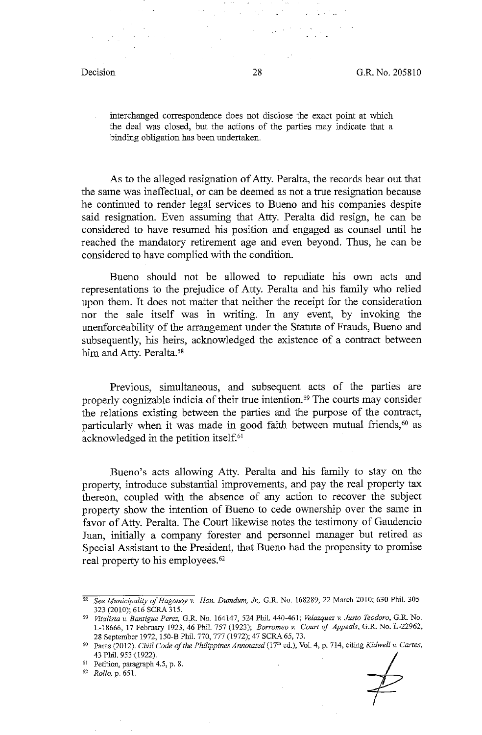interchanged correspondence does not disclose the exact point at which the deal was closed, but the actions of the parties may indicate that a binding obligation has been undertaken.

As to the alleged resignation of Atty. Peralta, the records bear out that the same was ineffectual, or can be deemed as not a true resignation because he continued to render legal services to Bueno and his companies despite said resignation. Even assuming that Atty. Peralta did resign, he can be considered to have resumed his position and engaged as counsel until he reached the mandatory retirement age and even beyond. Thus, he can be considered to have complied with the condition.

Bueno should not be allowed to repudiate his own acts and representations to the prejudice of Atty. Peralta and his family who relied upon them. It does not matter that neither the receipt for the consideration nor the sale itself was in writing. In any event, by invoking the unenforceability of the arrangement under the Statute of Frauds, Bueno and subsequently, his heirs, acknowledged the existence of a contract between him and Atty. Peralta.[58]

Previous, simultaneous, and subsequent acts of the parties are properly cognizable indicia of their true intention.[59] The courts may consider the relations existing between the parties and the purpose of the contract, particularly when it was made in good faith between mutual friends,[60] as acknowledged in the petition itself.[61]

Bueno's acts allowing Atty. Peralta and his family to stay on the property, introduce substantial improvements, and pay the real property tax thereon, coupled with the absence of any action to recover the subject property show the intention of Bueno to cede ownership over the same in favor of Atty. Peralta. The Court likewise notes the testimony of Gaudencio Juan, initially a company forester and personnel manager but retired as Special Assistant to the President, that Bueno had the propensity to promise real property to his employees.[62]

---

[58] *See Municipality of Hagonoy v. Hon. Dumdum, Jr.,* G.R. No. 168289, 22 March 2010; 630 Phil. 305-323 (2010); 616 SCRA 315.

[59] *Vitalista v. Bantigue Perez,* G.R. No. 164147, 524 Phil. 440-461; *Velazquez v. Justo Teodoro,* G.R. No. L-18666, 17 February 1923, 46 Phil. 757 (1923); *Borromeo v. Court of Appeals,* G.R. No. L-22962, 28 September 1972, 150-B Phil. 770, 777 (1972); 47 SCRA 65, 73.

[60] Paras (2012). *Civil Code of the Philippines Annotated* (17th ed.), Vol. 4, p. 714, citing *Kidwell v. Cartes,* 43 Phil. 953 (1922).

[61] Petition, paragraph 4.5, p. 8.

[62] *Rollo,* p. 651.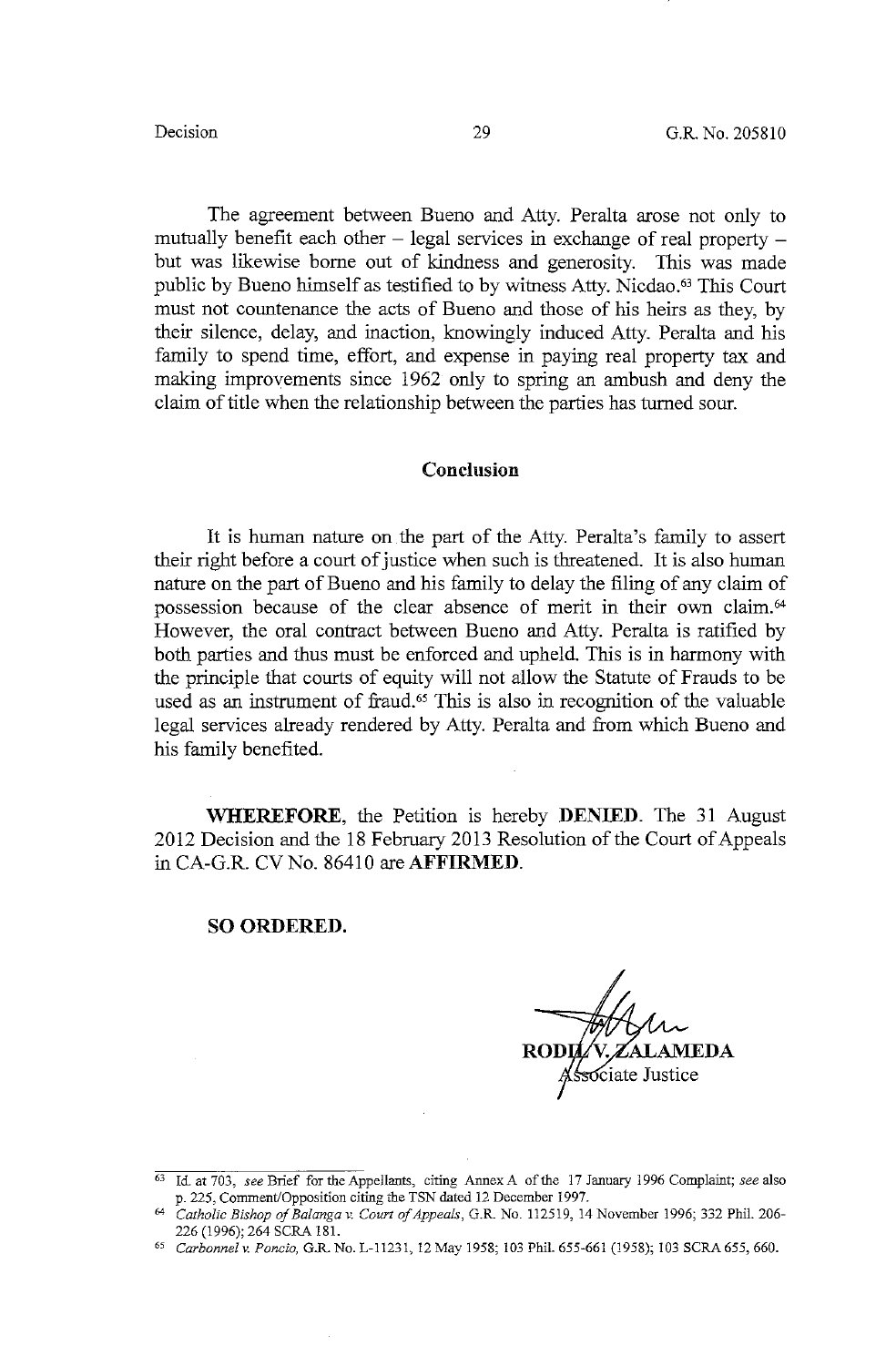The agreement between Bueno and Atty. Peralta arose not only to mutually benefit each other – legal services in exchange of real property – but was likewise borne out of kindness and generosity. This was made public by Bueno himself as testified to by witness Atty. Nicdao.[63] This Court must not countenance the acts of Bueno and those of his heirs as they, by their silence, delay, and inaction, knowingly induced Atty. Peralta and his family to spend time, effort, and expense in paying real property tax and making improvements since 1962 only to spring an ambush and deny the claim of title when the relationship between the parties has turned sour.

## Conclusion

It is human nature on the part of the Atty. Peralta's family to assert their right before a court of justice when such is threatened. It is also human nature on the part of Bueno and his family to delay the filing of any claim of possession because of the clear absence of merit in their own claim.[64] However, the oral contract between Bueno and Atty. Peralta is ratified by both parties and thus must be enforced and upheld. This is in harmony with the principle that courts of equity will not allow the Statute of Frauds to be used as an instrument of fraud.[65] This is also in recognition of the valuable legal services already rendered by Atty. Peralta and from which Bueno and his family benefited.

**WHEREFORE**, the Petition is hereby **DENIED**. The 31 August 2012 Decision and the 18 February 2013 Resolution of the Court of Appeals in CA-G.R. CV No. 86410 are **AFFIRMED**.

**SO ORDERED.**

RODIL V. ZALAMEDA
Associate Justice

---

[63] Id. at 703, *see* Brief for the Appellants, citing Annex A of the 17 January 1996 Complaint; *see* also p. 225, Comment/Opposition citing the TSN dated 12 December 1997.

[64] *Catholic Bishop of Balanga v. Court of Appeals*, G.R. No. 112519, 14 November 1996; 332 Phil. 206-226 (1996); 264 SCRA 181.

[65] *Carbonnel v. Poncio*, G.R. No. L-11231, 12 May 1958; 103 Phil. 655-661 (1958); 103 SCRA 655, 660.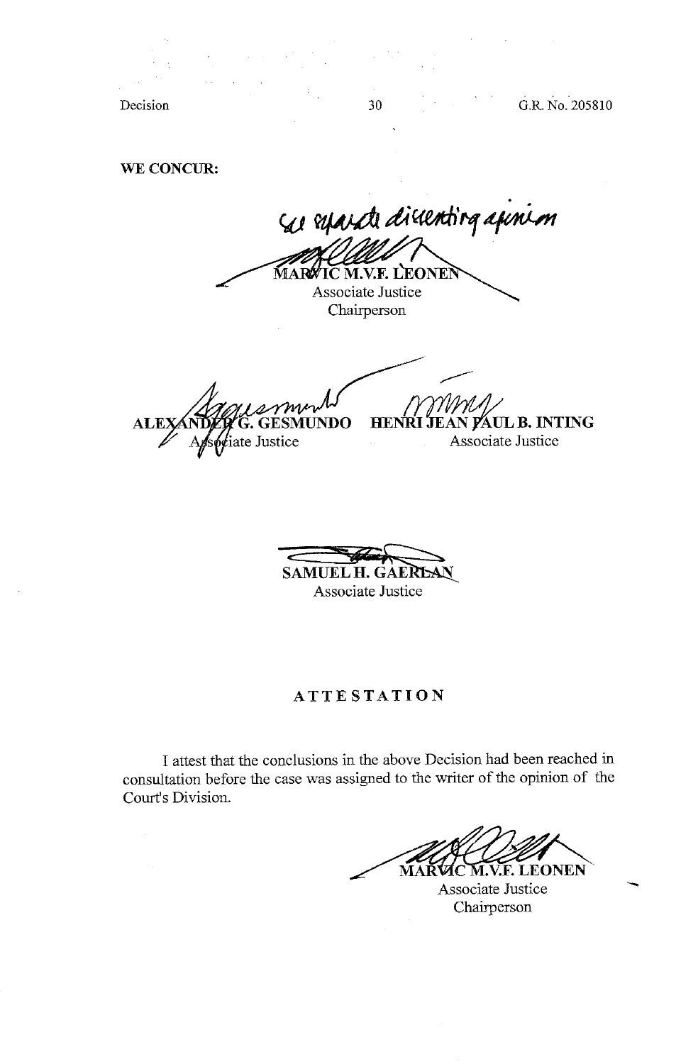**WE CONCUR:**

See separate dissenting opinion

**MARVIC M.V.F. LEONEN**
Associate Justice
Chairperson

**ALEXANDER G. GESMUNDO**
Associate Justice

**HENRI JEAN PAUL B. INTING**
Associate Justice

**SAMUEL H. GAERLAN**
Associate Justice

## ATTESTATION

I attest that the conclusions in the above Decision had been reached in consultation before the case was assigned to the writer of the opinion of the Court's Division.

**MARVIC M.V.F. LEONEN**
Associate Justice
Chairperson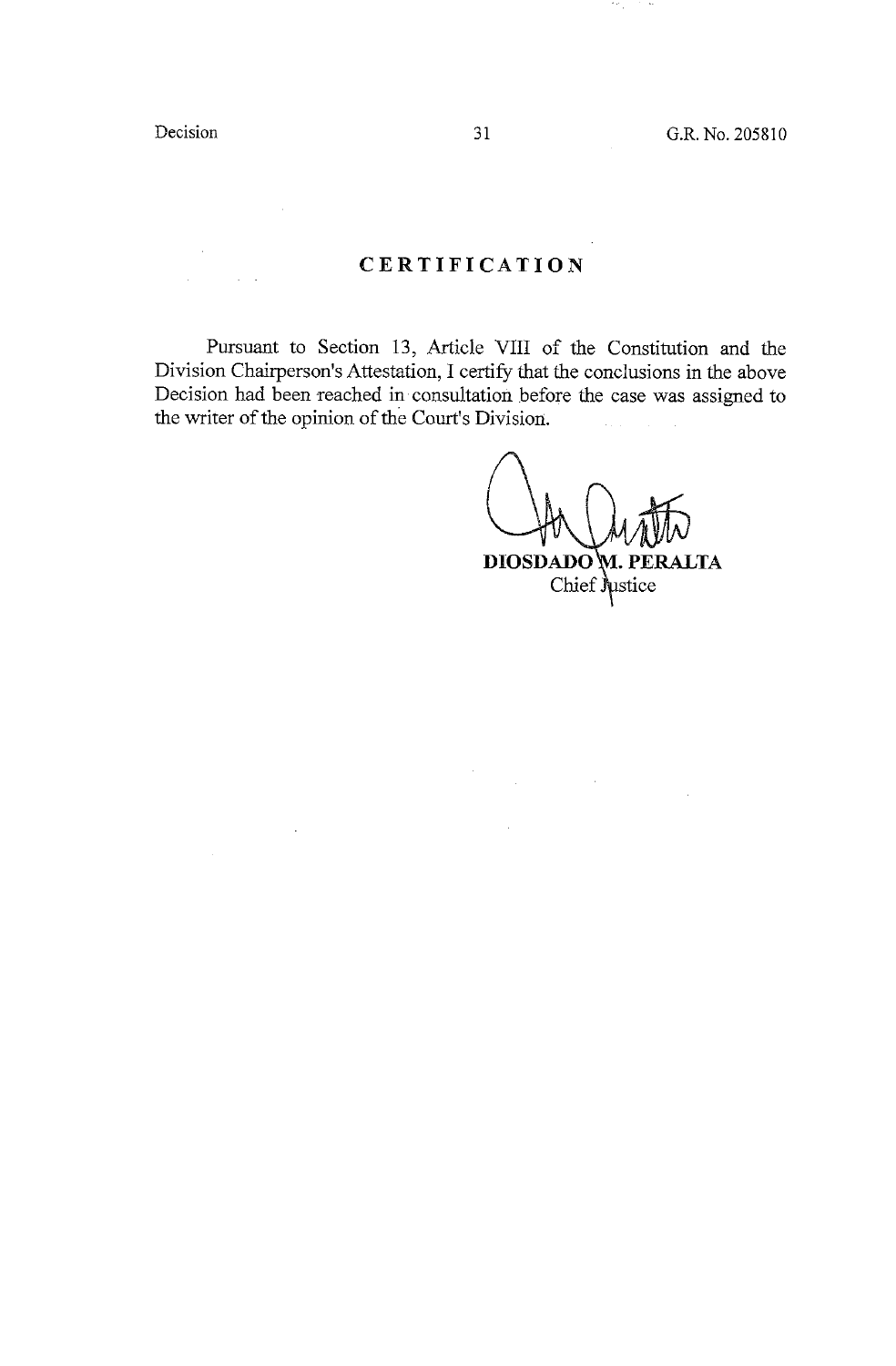## CERTIFICATION

Pursuant to Section 13, Article VIII of the Constitution and the Division Chairperson's Attestation, I certify that the conclusions in the above Decision had been reached in consultation before the case was assigned to the writer of the opinion of the Court's Division.

**DIOSDADO M. PERALTA**
Chief Justice